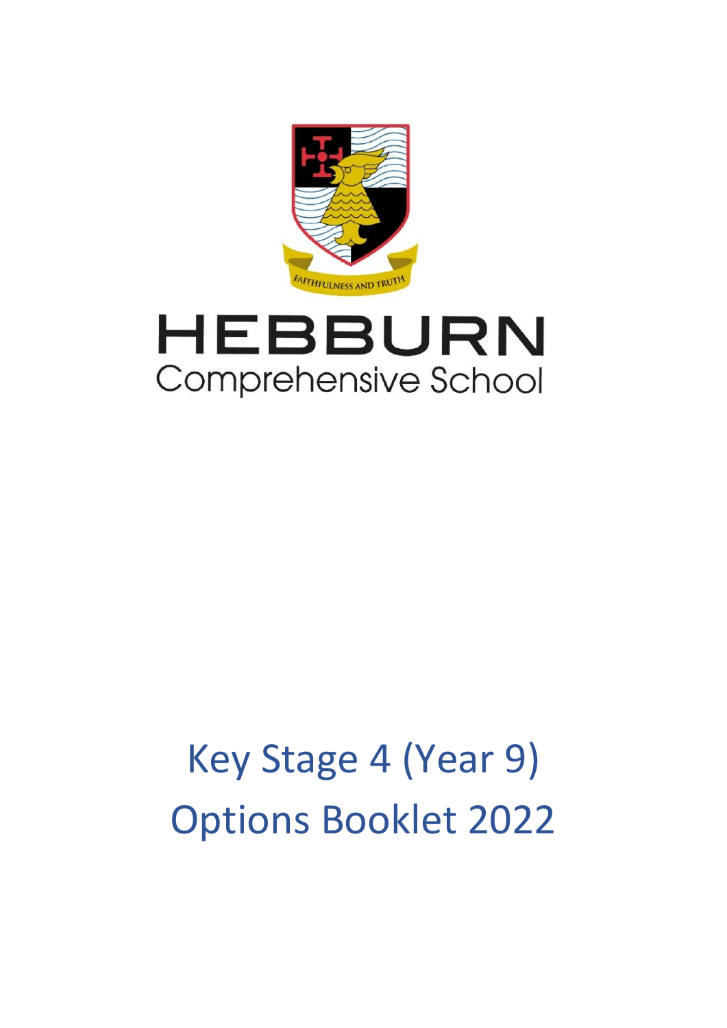FAITHFULNESS AND TRUTH

# HEBBURN
Comprehensive School

# Key Stage 4 (Year 9) Options Booklet 2022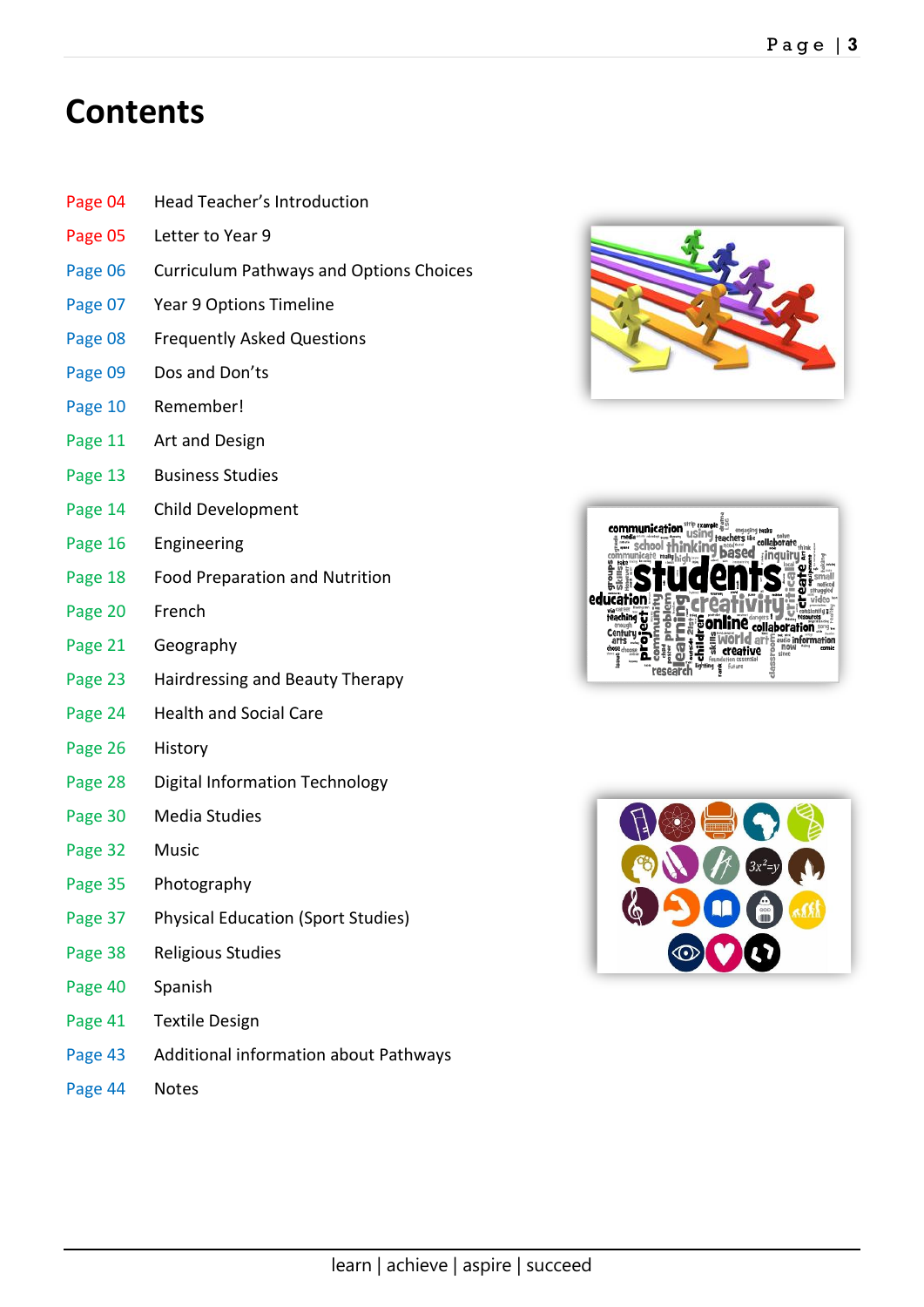# Contents

| | |
|---|---|
| Page 04 | Head Teacher’s Introduction |
| Page 05 | Letter to Year 9 |
| Page 06 | Curriculum Pathways and Options Choices |
| Page 07 | Year 9 Options Timeline |
| Page 08 | Frequently Asked Questions |
| Page 09 | Dos and Don’ts |
| Page 10 | Remember! |
| Page 11 | Art and Design |
| Page 13 | Business Studies |
| Page 14 | Child Development |
| Page 16 | Engineering |
| Page 18 | Food Preparation and Nutrition |
| Page 20 | French |
| Page 21 | Geography |
| Page 23 | Hairdressing and Beauty Therapy |
| Page 24 | Health and Social Care |
| Page 26 | History |
| Page 28 | Digital Information Technology |
| Page 30 | Media Studies |
| Page 32 | Music |
| Page 35 | Photography |
| Page 37 | Physical Education (Sport Studies) |
| Page 38 | Religious Studies |
| Page 40 | Spanish |
| Page 41 | Textile Design |
| Page 43 | Additional information about Pathways |
| Page 44 | Notes |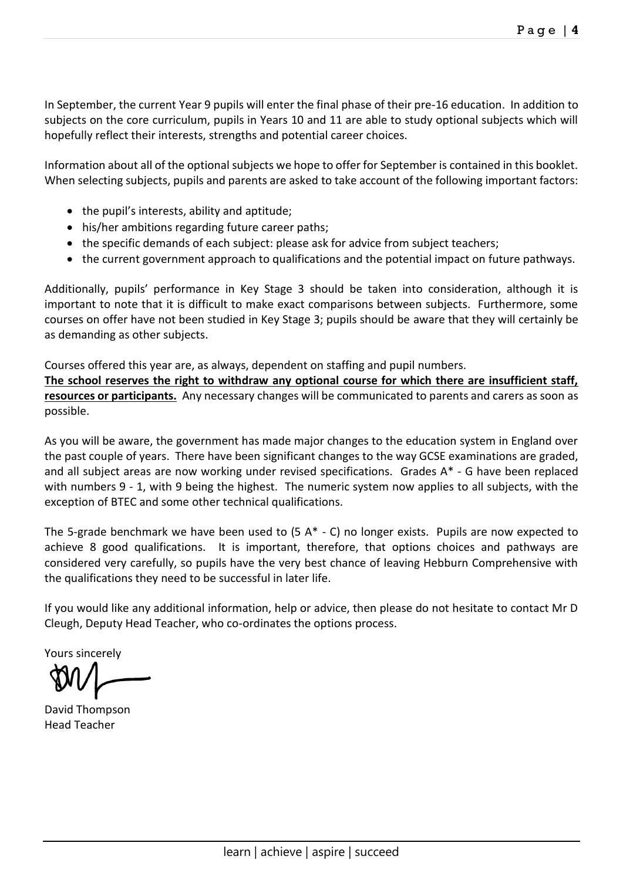In September, the current Year 9 pupils will enter the final phase of their pre-16 education. In addition to subjects on the core curriculum, pupils in Years 10 and 11 are able to study optional subjects which will hopefully reflect their interests, strengths and potential career choices.

Information about all of the optional subjects we hope to offer for September is contained in this booklet. When selecting subjects, pupils and parents are asked to take account of the following important factors:

- the pupil's interests, ability and aptitude;
- his/her ambitions regarding future career paths;
- the specific demands of each subject: please ask for advice from subject teachers;
- the current government approach to qualifications and the potential impact on future pathways.

Additionally, pupils' performance in Key Stage 3 should be taken into consideration, although it is important to note that it is difficult to make exact comparisons between subjects. Furthermore, some courses on offer have not been studied in Key Stage 3; pupils should be aware that they will certainly be as demanding as other subjects.

Courses offered this year are, as always, dependent on staffing and pupil numbers.
**The school reserves the right to withdraw any optional course for which there are insufficient staff, resources or participants.** Any necessary changes will be communicated to parents and carers as soon as possible.

As you will be aware, the government has made major changes to the education system in England over the past couple of years. There have been significant changes to the way GCSE examinations are graded, and all subject areas are now working under revised specifications. Grades A* - G have been replaced with numbers 9 - 1, with 9 being the highest. The numeric system now applies to all subjects, with the exception of BTEC and some other technical qualifications.

The 5-grade benchmark we have been used to (5 A* - C) no longer exists. Pupils are now expected to achieve 8 good qualifications. It is important, therefore, that options choices and pathways are considered very carefully, so pupils have the very best chance of leaving Hebburn Comprehensive with the qualifications they need to be successful in later life.

If you would like any additional information, help or advice, then please do not hesitate to contact Mr D Cleugh, Deputy Head Teacher, who co-ordinates the options process.

Yours sincerely

David Thompson
Head Teacher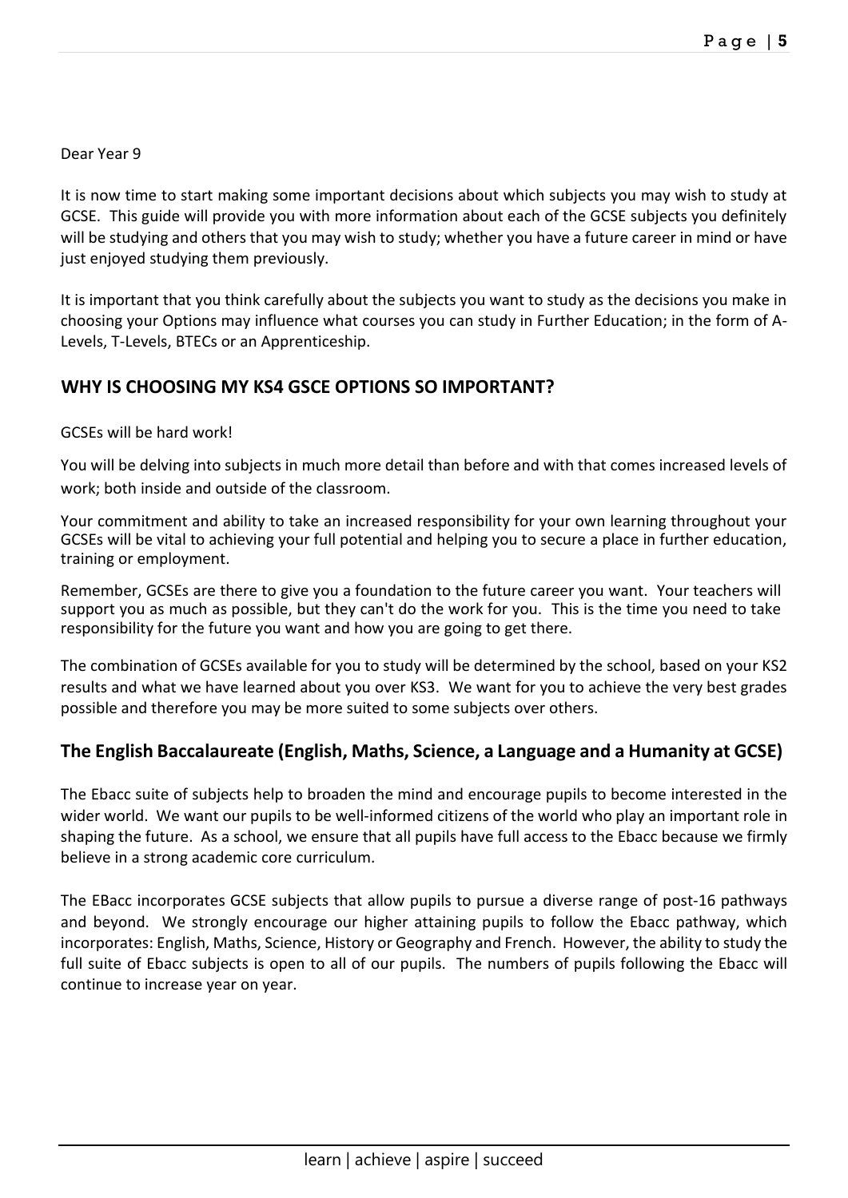Dear Year 9

It is now time to start making some important decisions about which subjects you may wish to study at GCSE. This guide will provide you with more information about each of the GCSE subjects you definitely will be studying and others that you may wish to study; whether you have a future career in mind or have just enjoyed studying them previously.

It is important that you think carefully about the subjects you want to study as the decisions you make in choosing your Options may influence what courses you can study in Further Education; in the form of A-Levels, T-Levels, BTECs or an Apprenticeship.

## WHY IS CHOOSING MY KS4 GSCE OPTIONS SO IMPORTANT?

GCSEs will be hard work!

You will be delving into subjects in much more detail than before and with that comes increased levels of work; both inside and outside of the classroom.

Your commitment and ability to take an increased responsibility for your own learning throughout your GCSEs will be vital to achieving your full potential and helping you to secure a place in further education, training or employment.

Remember, GCSEs are there to give you a foundation to the future career you want. Your teachers will support you as much as possible, but they can't do the work for you. This is the time you need to take responsibility for the future you want and how you are going to get there.

The combination of GCSEs available for you to study will be determined by the school, based on your KS2 results and what we have learned about you over KS3. We want for you to achieve the very best grades possible and therefore you may be more suited to some subjects over others.

## The English Baccalaureate (English, Maths, Science, a Language and a Humanity at GCSE)

The Ebacc suite of subjects help to broaden the mind and encourage pupils to become interested in the wider world. We want our pupils to be well-informed citizens of the world who play an important role in shaping the future. As a school, we ensure that all pupils have full access to the Ebacc because we firmly believe in a strong academic core curriculum.

The EBacc incorporates GCSE subjects that allow pupils to pursue a diverse range of post-16 pathways and beyond. We strongly encourage our higher attaining pupils to follow the Ebacc pathway, which incorporates: English, Maths, Science, History or Geography and French. However, the ability to study the full suite of Ebacc subjects is open to all of our pupils. The numbers of pupils following the Ebacc will continue to increase year on year.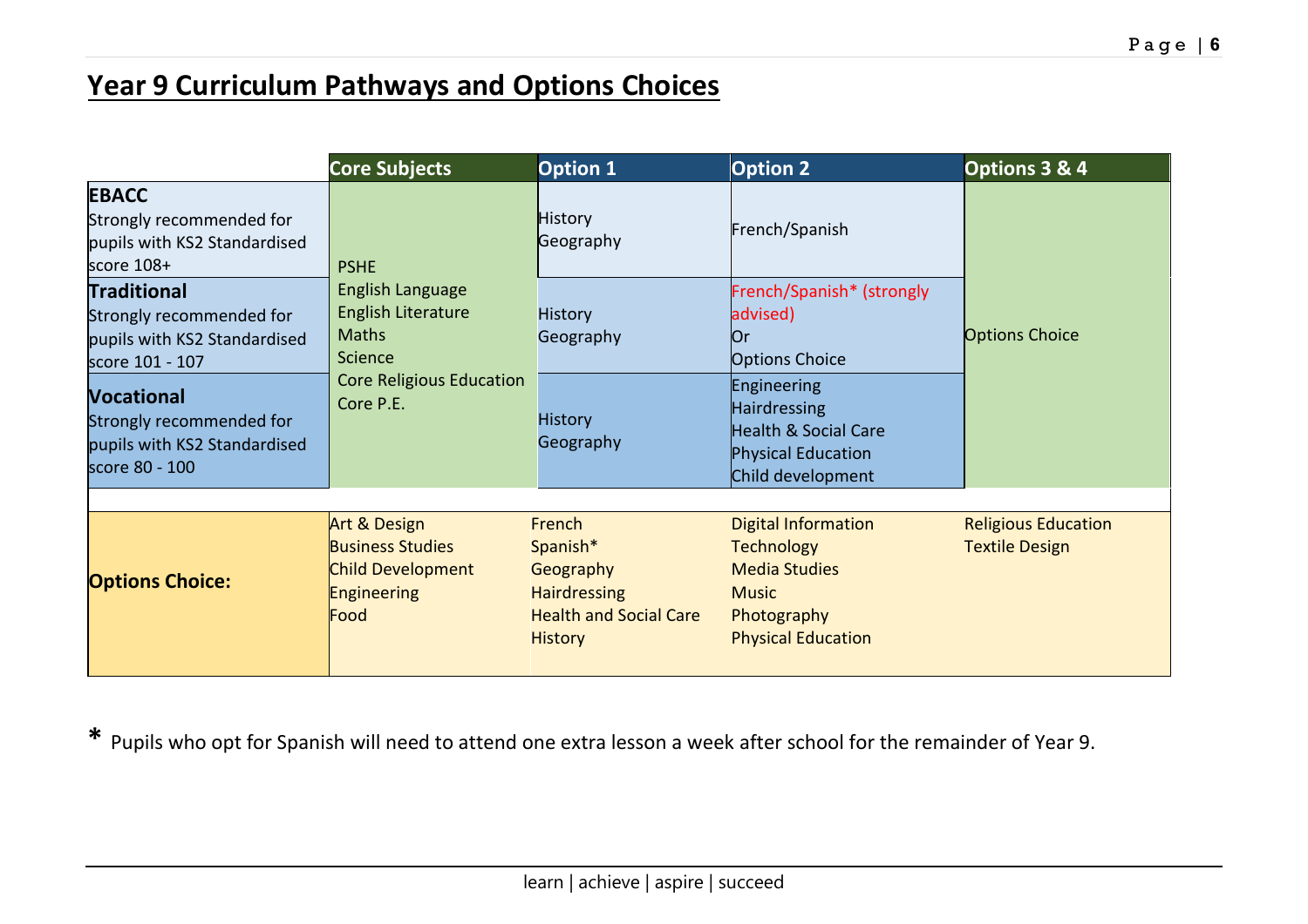## Year 9 Curriculum Pathways and Options Choices

| | Core Subjects | Option 1 | Option 2 | Options 3 & 4 |
|---|---|---|---|---|
| **EBACC**<br>Strongly recommended for pupils with KS2 Standardised score 108+ | PSHE<br>English Language<br>English Literature<br>Maths<br>Science<br>Core Religious Education<br>Core P.E. | History<br>Geography | French/Spanish | Options Choice |
| **Traditional**<br>Strongly recommended for pupils with KS2 Standardised score 101 - 107 | | History<br>Geography | French/Spanish* (strongly advised)<br>Or<br>Options Choice | |
| **Vocational**<br>Strongly recommended for pupils with KS2 Standardised score 80 - 100 | | History<br>Geography | Engineering<br>Hairdressing<br>Health & Social Care<br>Physical Education<br>Child development | |

| | | | | |
|---|---|---|---|---|
| **Options Choice:** | Art & Design<br>Business Studies<br>Child Development<br>Engineering<br>Food | French<br>Spanish*<br>Geography<br>Hairdressing<br>Health and Social Care<br>History | Digital Information Technology<br>Media Studies<br>Music<br>Photography<br>Physical Education | Religious Education<br>Textile Design |

\* Pupils who opt for Spanish will need to attend one extra lesson a week after school for the remainder of Year 9.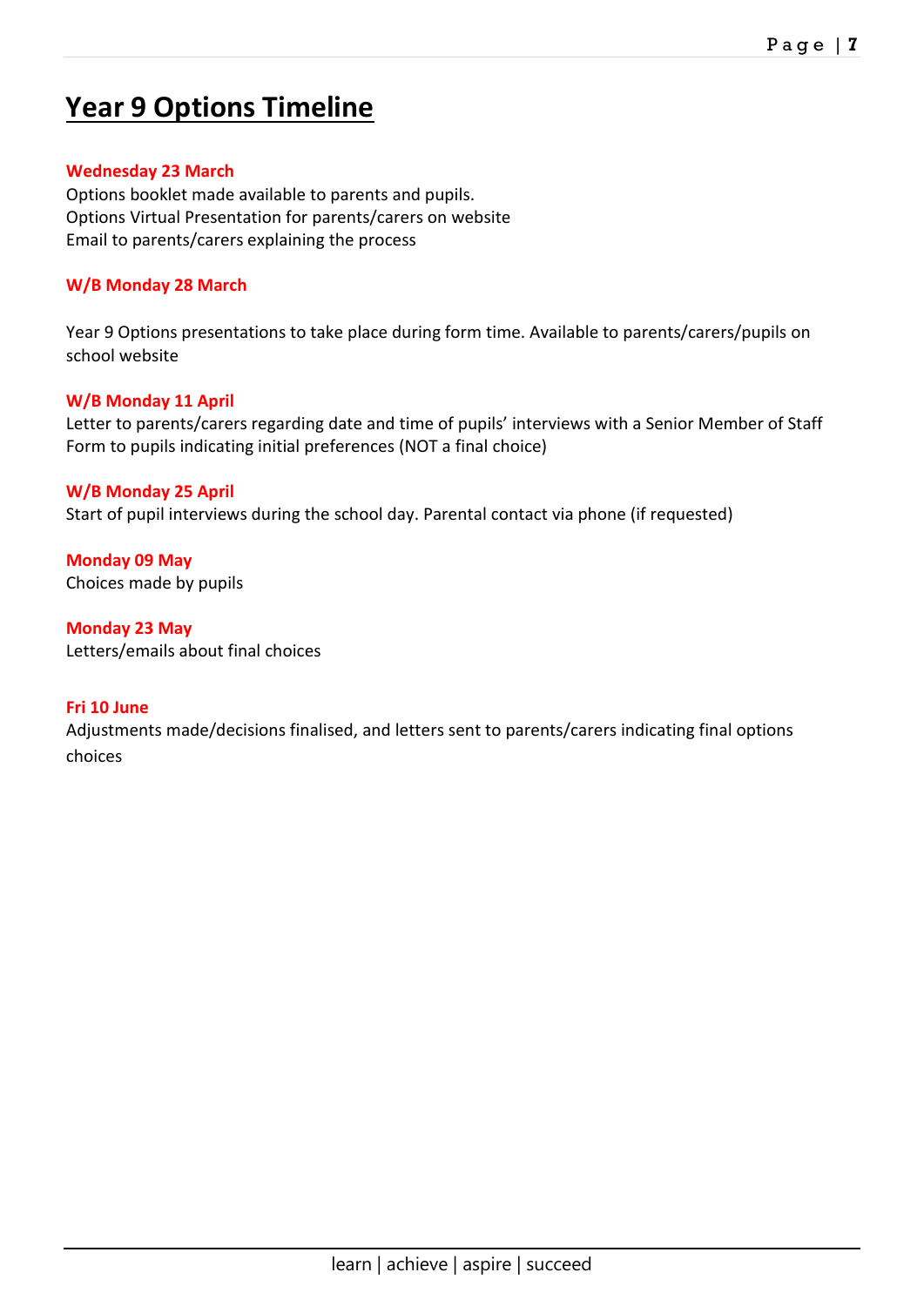# Year 9 Options Timeline

**Wednesday 23 March**

Options booklet made available to parents and pupils.
Options Virtual Presentation for parents/carers on website
Email to parents/carers explaining the process

**W/B Monday 28 March**

Year 9 Options presentations to take place during form time. Available to parents/carers/pupils on school website

**W/B Monday 11 April**

Letter to parents/carers regarding date and time of pupils' interviews with a Senior Member of Staff
Form to pupils indicating initial preferences (NOT a final choice)

**W/B Monday 25 April**

Start of pupil interviews during the school day. Parental contact via phone (if requested)

**Monday 09 May**

Choices made by pupils

**Monday 23 May**

Letters/emails about final choices

**Fri 10 June**

Adjustments made/decisions finalised, and letters sent to parents/carers indicating final options choices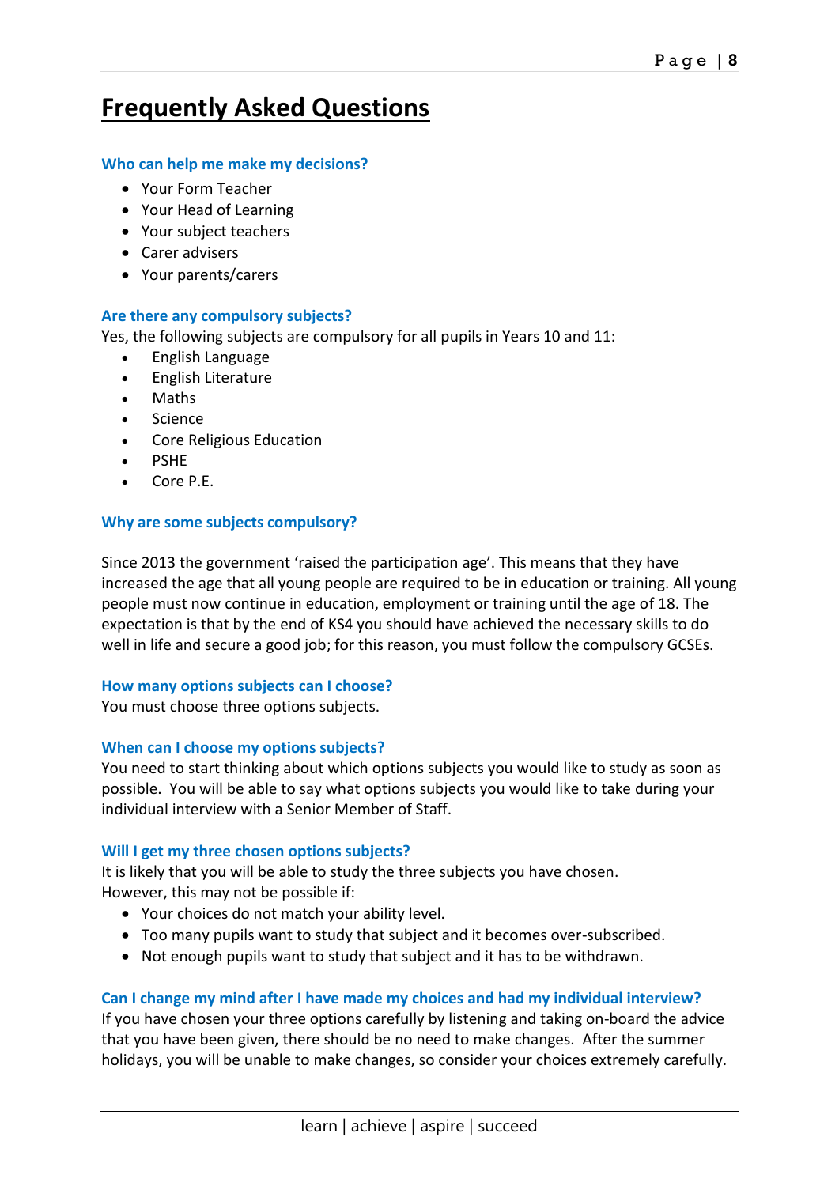# Frequently Asked Questions

### Who can help me make my decisions?

- Your Form Teacher
- Your Head of Learning
- Your subject teachers
- Carer advisers
- Your parents/carers

### Are there any compulsory subjects?

Yes, the following subjects are compulsory for all pupils in Years 10 and 11:

- English Language
- English Literature
- Maths
- Science
- Core Religious Education
- PSHE
- Core P.E.

### Why are some subjects compulsory?

Since 2013 the government 'raised the participation age'. This means that they have increased the age that all young people are required to be in education or training. All young people must now continue in education, employment or training until the age of 18. The expectation is that by the end of KS4 you should have achieved the necessary skills to do well in life and secure a good job; for this reason, you must follow the compulsory GCSEs.

### How many options subjects can I choose?

You must choose three options subjects.

### When can I choose my options subjects?

You need to start thinking about which options subjects you would like to study as soon as possible. You will be able to say what options subjects you would like to take during your individual interview with a Senior Member of Staff.

### Will I get my three chosen options subjects?

It is likely that you will be able to study the three subjects you have chosen.
However, this may not be possible if:

- Your choices do not match your ability level.
- Too many pupils want to study that subject and it becomes over-subscribed.
- Not enough pupils want to study that subject and it has to be withdrawn.

### Can I change my mind after I have made my choices and had my individual interview?

If you have chosen your three options carefully by listening and taking on-board the advice that you have been given, there should be no need to make changes. After the summer holidays, you will be unable to make changes, so consider your choices extremely carefully.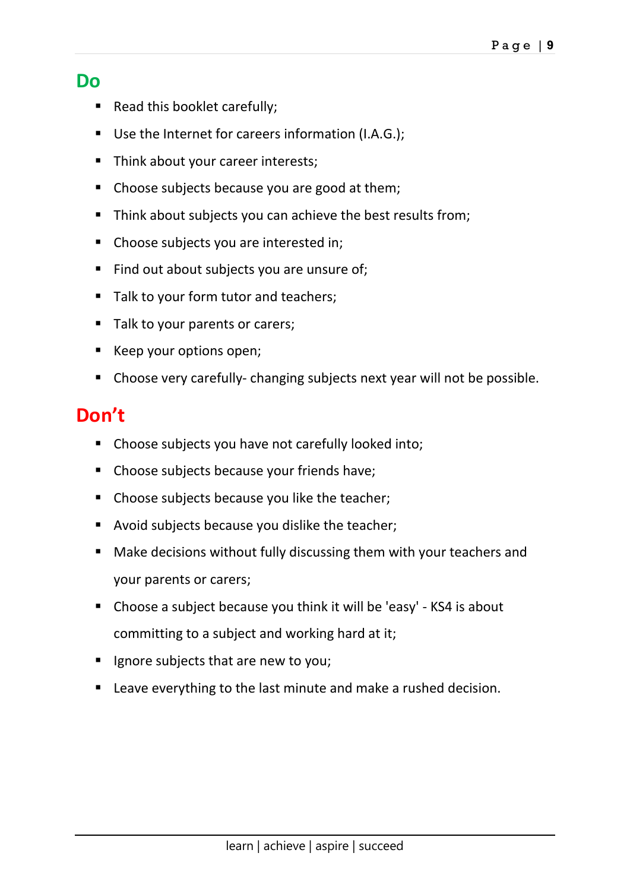## Do

- Read this booklet carefully;
- Use the Internet for careers information (I.A.G.);
- Think about your career interests;
- Choose subjects because you are good at them;
- Think about subjects you can achieve the best results from;
- Choose subjects you are interested in;
- Find out about subjects you are unsure of;
- Talk to your form tutor and teachers;
- Talk to your parents or carers;
- Keep your options open;
- Choose very carefully- changing subjects next year will not be possible.

## Don't

- Choose subjects you have not carefully looked into;
- Choose subjects because your friends have;
- Choose subjects because you like the teacher;
- Avoid subjects because you dislike the teacher;
- Make decisions without fully discussing them with your teachers and your parents or carers;
- Choose a subject because you think it will be 'easy' - KS4 is about committing to a subject and working hard at it;
- Ignore subjects that are new to you;
- Leave everything to the last minute and make a rushed decision.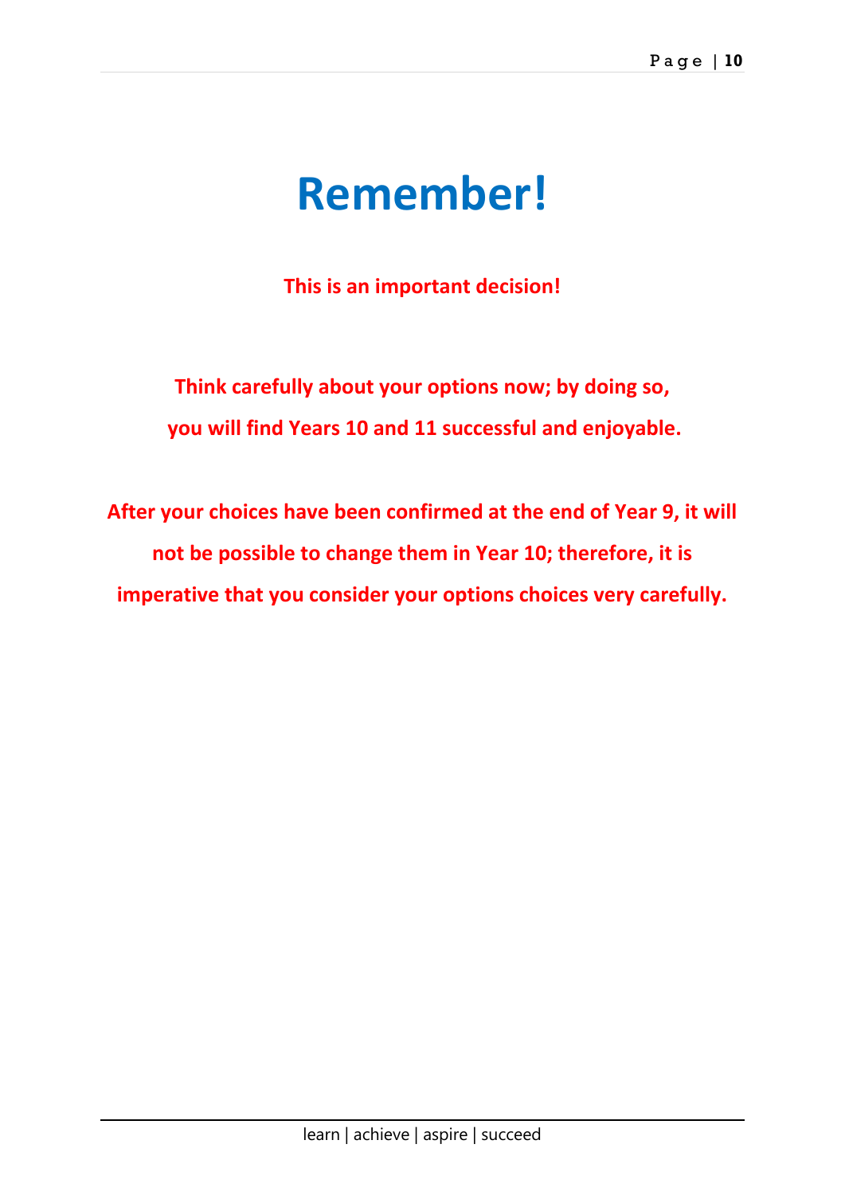# Remember!

**This is an important decision!**

**Think carefully about your options now; by doing so, you will find Years 10 and 11 successful and enjoyable.**

**After your choices have been confirmed at the end of Year 9, it will not be possible to change them in Year 10; therefore, it is imperative that you consider your options choices very carefully.**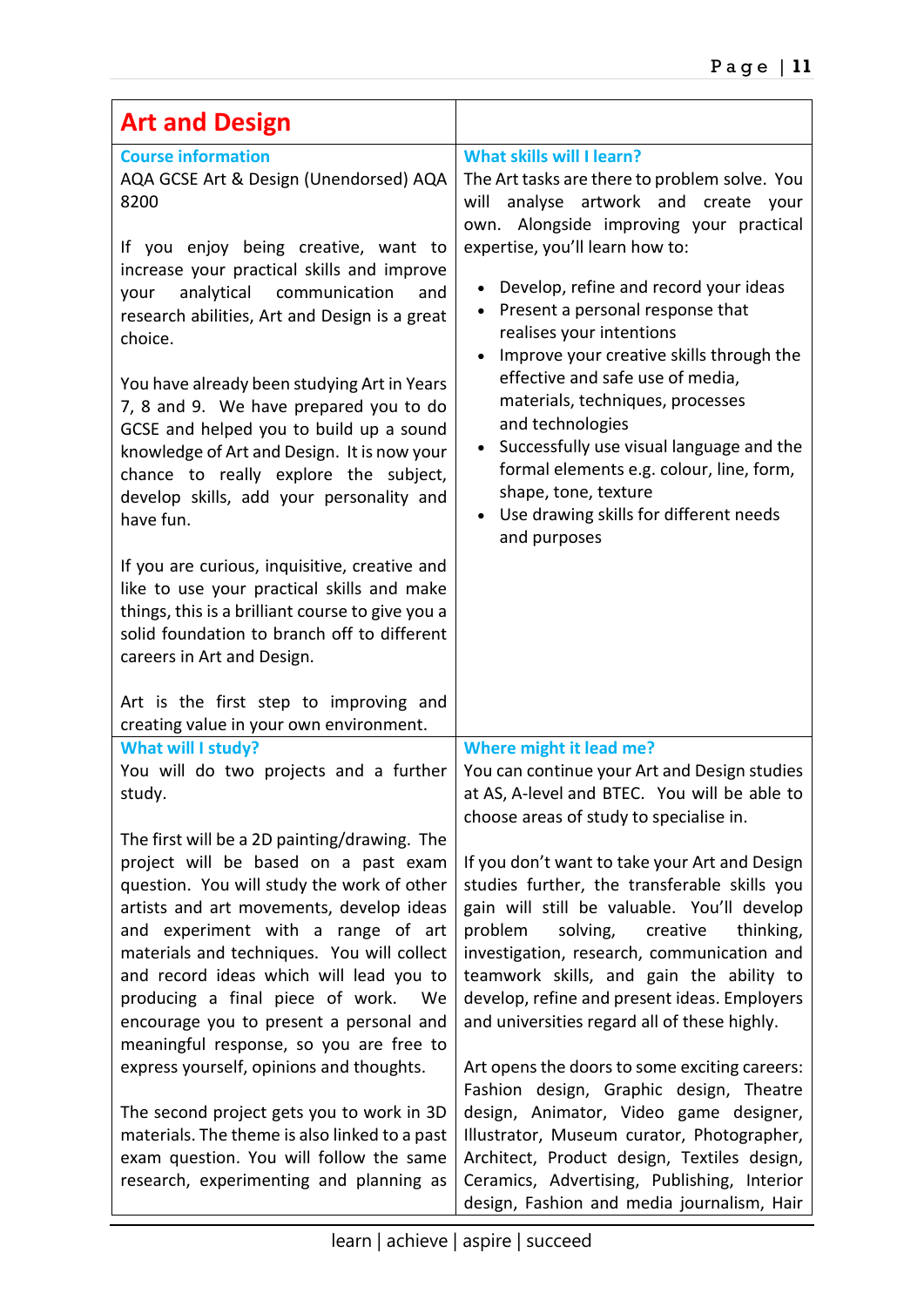# Art and Design

### Course information

AQA GCSE Art & Design (Unendorsed) AQA 8200

If you enjoy being creative, want to increase your practical skills and improve your analytical communication and research abilities, Art and Design is a great choice.

You have already been studying Art in Years 7, 8 and 9. We have prepared you to do GCSE and helped you to build up a sound knowledge of Art and Design. It is now your chance to really explore the subject, develop skills, add your personality and have fun.

If you are curious, inquisitive, creative and like to use your practical skills and make things, this is a brilliant course to give you a solid foundation to branch off to different careers in Art and Design.

Art is the first step to improving and creating value in your own environment.

### What skills will I learn?

The Art tasks are there to problem solve. You will analyse artwork and create your own. Alongside improving your practical expertise, you'll learn how to:

- Develop, refine and record your ideas
- Present a personal response that realises your intentions
- Improve your creative skills through the effective and safe use of media, materials, techniques, processes and technologies
- Successfully use visual language and the formal elements e.g. colour, line, form, shape, tone, texture
- Use drawing skills for different needs and purposes

### What will I study?

You will do two projects and a further study.

The first will be a 2D painting/drawing. The project will be based on a past exam question. You will study the work of other artists and art movements, develop ideas and experiment with a range of art materials and techniques. You will collect and record ideas which will lead you to producing a final piece of work. We encourage you to present a personal and meaningful response, so you are free to express yourself, opinions and thoughts.

The second project gets you to work in 3D materials. The theme is also linked to a past exam question. You will follow the same research, experimenting and planning as

### Where might it lead me?

You can continue your Art and Design studies at AS, A-level and BTEC. You will be able to choose areas of study to specialise in.

If you don't want to take your Art and Design studies further, the transferable skills you gain will still be valuable. You'll develop problem solving, creative thinking, investigation, research, communication and teamwork skills, and gain the ability to develop, refine and present ideas. Employers and universities regard all of these highly.

Art opens the doors to some exciting careers: Fashion design, Graphic design, Theatre design, Animator, Video game designer, Illustrator, Museum curator, Photographer, Architect, Product design, Textiles design, Ceramics, Advertising, Publishing, Interior design, Fashion and media journalism, Hair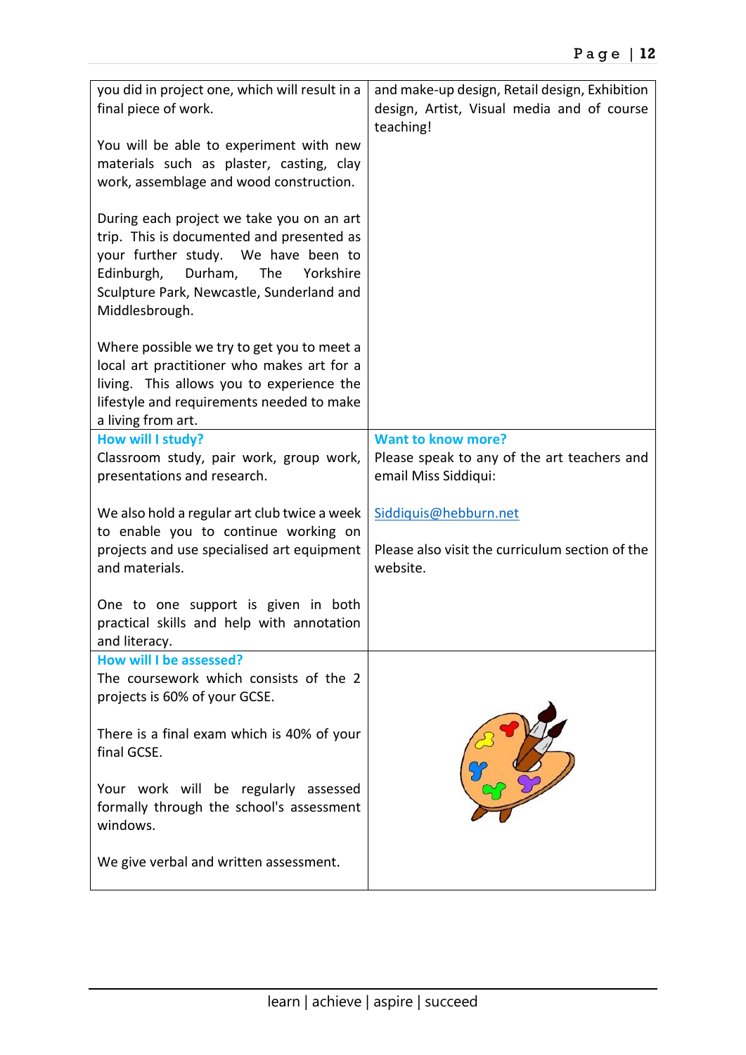you did in project one, which will result in a final piece of work.

You will be able to experiment with new materials such as plaster, casting, clay work, assemblage and wood construction.

During each project we take you on an art trip. This is documented and presented as your further study. We have been to Edinburgh, Durham, The Yorkshire Sculpture Park, Newcastle, Sunderland and Middlesbrough.

Where possible we try to get you to meet a local art practitioner who makes art for a living. This allows you to experience the lifestyle and requirements needed to make a living from art.

and make-up design, Retail design, Exhibition design, Artist, Visual media and of course teaching!

### How will I study?

Classroom study, pair work, group work, presentations and research.

We also hold a regular art club twice a week to enable you to continue working on projects and use specialised art equipment and materials.

One to one support is given in both practical skills and help with annotation and literacy.

### Want to know more?

Please speak to any of the art teachers and email Miss Siddiqui:

Siddiquis@hebburn.net

Please also visit the curriculum section of the website.

### How will I be assessed?

The coursework which consists of the 2 projects is 60% of your GCSE.

There is a final exam which is 40% of your final GCSE.

Your work will be regularly assessed formally through the school's assessment windows.

We give verbal and written assessment.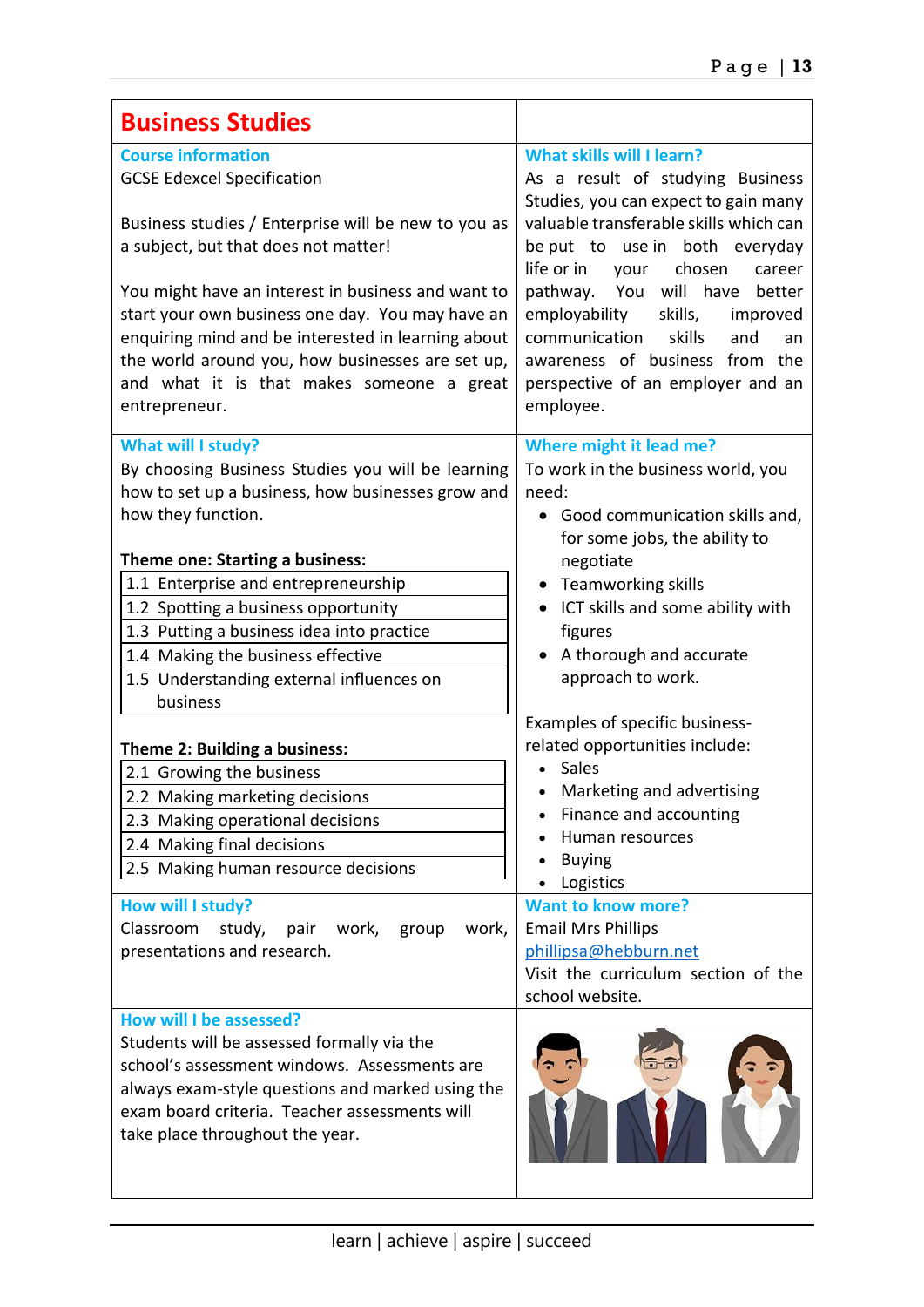# Business Studies

### Course information

GCSE Edexcel Specification

Business studies / Enterprise will be new to you as a subject, but that does not matter!

You might have an interest in business and want to start your own business one day. You may have an enquiring mind and be interested in learning about the world around you, how businesses are set up, and what it is that makes someone a great entrepreneur.

### What skills will I learn?

As a result of studying Business Studies, you can expect to gain many valuable transferable skills which can be put to use in both everyday life or in your chosen career pathway. You will have better employability skills, improved communication skills and an awareness of business from the perspective of an employer and an employee.

### What will I study?

By choosing Business Studies you will be learning how to set up a business, how businesses grow and how they function.

**Theme one: Starting a business:**

| | |
|---|---|
| 1.1 | Enterprise and entrepreneurship |
| 1.2 | Spotting a business opportunity |
| 1.3 | Putting a business idea into practice |
| 1.4 | Making the business effective |
| 1.5 | Understanding external influences on business |

**Theme 2: Building a business:**

| | |
|---|---|
| 2.1 | Growing the business |
| 2.2 | Making marketing decisions |
| 2.3 | Making operational decisions |
| 2.4 | Making final decisions |
| 2.5 | Making human resource decisions |

### Where might it lead me?

To work in the business world, you need:

- Good communication skills and, for some jobs, the ability to negotiate
- Teamworking skills
- ICT skills and some ability with figures
- A thorough and accurate approach to work.

Examples of specific business-related opportunities include:

- Sales
- Marketing and advertising
- Finance and accounting
- Human resources
- Buying
- Logistics

### How will I study?

Classroom study, pair work, group work, presentations and research.

### Want to know more?

Email Mrs Phillips
phillipsa@hebburn.net
Visit the curriculum section of the school website.

### How will I be assessed?

Students will be assessed formally via the school's assessment windows. Assessments are always exam-style questions and marked using the exam board criteria. Teacher assessments will take place throughout the year.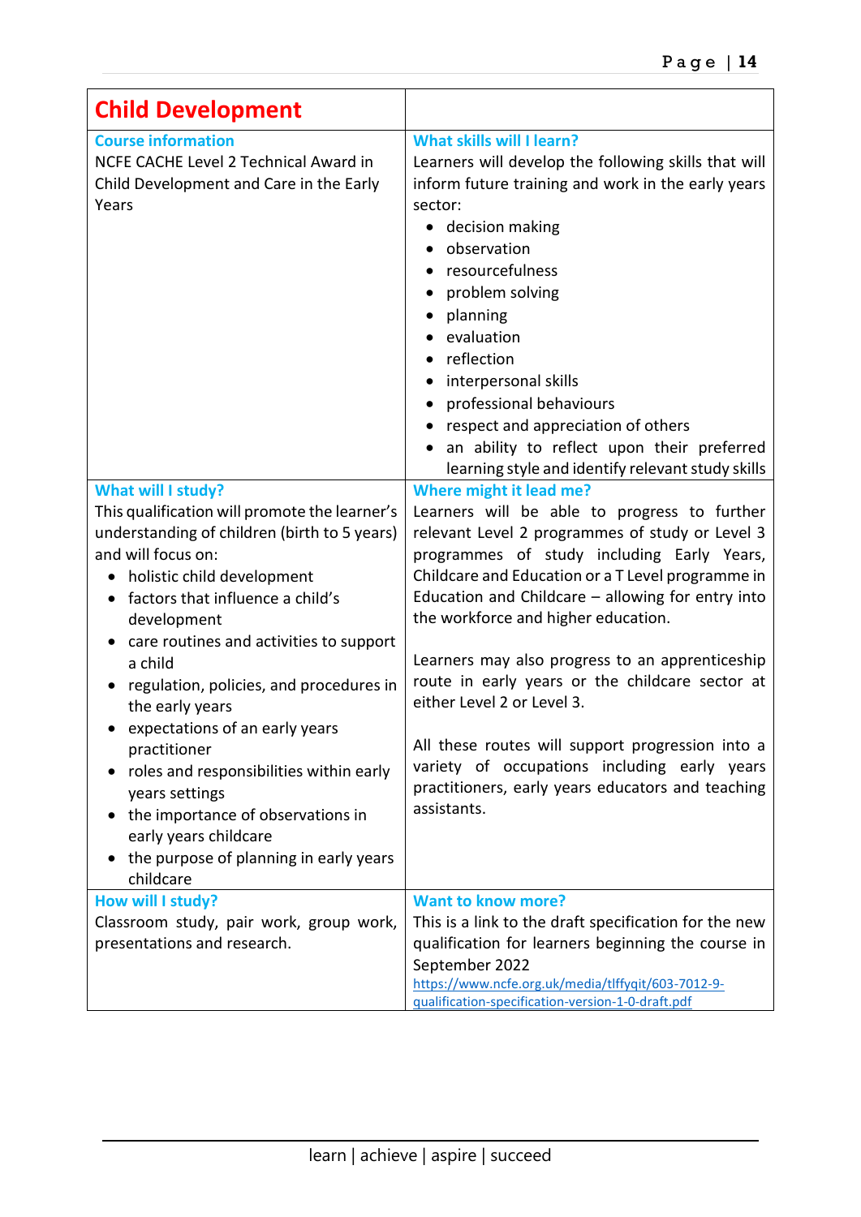# Child Development

### Course information

NCFE CACHE Level 2 Technical Award in Child Development and Care in the Early Years

### What skills will I learn?

Learners will develop the following skills that will inform future training and work in the early years sector:

- decision making
- observation
- resourcefulness
- problem solving
- planning
- evaluation
- reflection
- interpersonal skills
- professional behaviours
- respect and appreciation of others
- an ability to reflect upon their preferred learning style and identify relevant study skills

### What will I study?

This qualification will promote the learner's understanding of children (birth to 5 years) and will focus on:

- holistic child development
- factors that influence a child's development
- care routines and activities to support a child
- regulation, policies, and procedures in the early years
- expectations of an early years practitioner
- roles and responsibilities within early years settings
- the importance of observations in early years childcare
- the purpose of planning in early years childcare

### Where might it lead me?

Learners will be able to progress to further relevant Level 2 programmes of study or Level 3 programmes of study including Early Years, Childcare and Education or a T Level programme in Education and Childcare – allowing for entry into the workforce and higher education.

Learners may also progress to an apprenticeship route in early years or the childcare sector at either Level 2 or Level 3.

All these routes will support progression into a variety of occupations including early years practitioners, early years educators and teaching assistants.

### How will I study?

Classroom study, pair work, group work, presentations and research.

### Want to know more?

This is a link to the draft specification for the new qualification for learners beginning the course in September 2022

https://www.ncfe.org.uk/media/tlffyqit/603-7012-9-qualification-specification-version-1-0-draft.pdf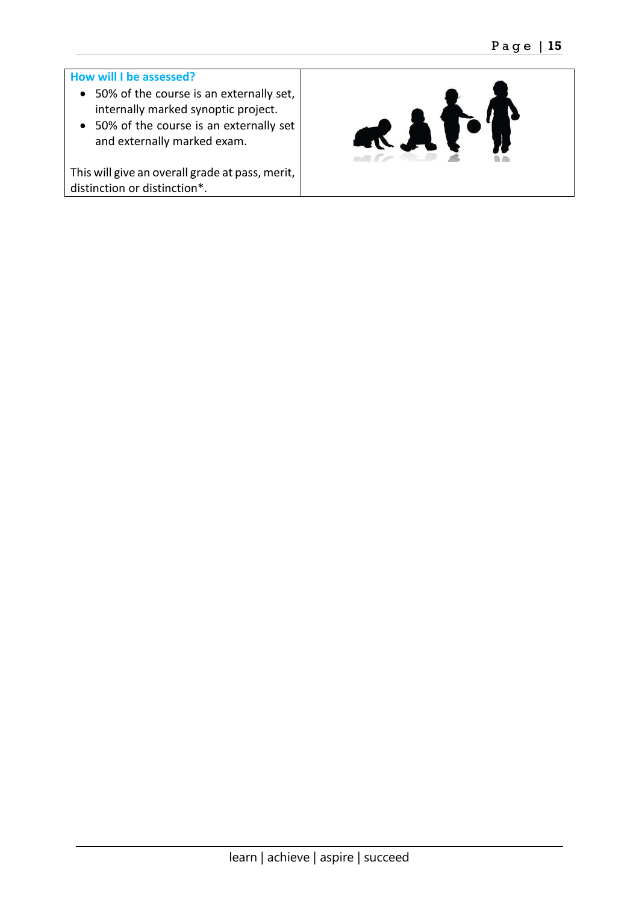**How will I be assessed?**

- 50% of the course is an externally set, internally marked synoptic project.
- 50% of the course is an externally set and externally marked exam.

This will give an overall grade at pass, merit, distinction or distinction*.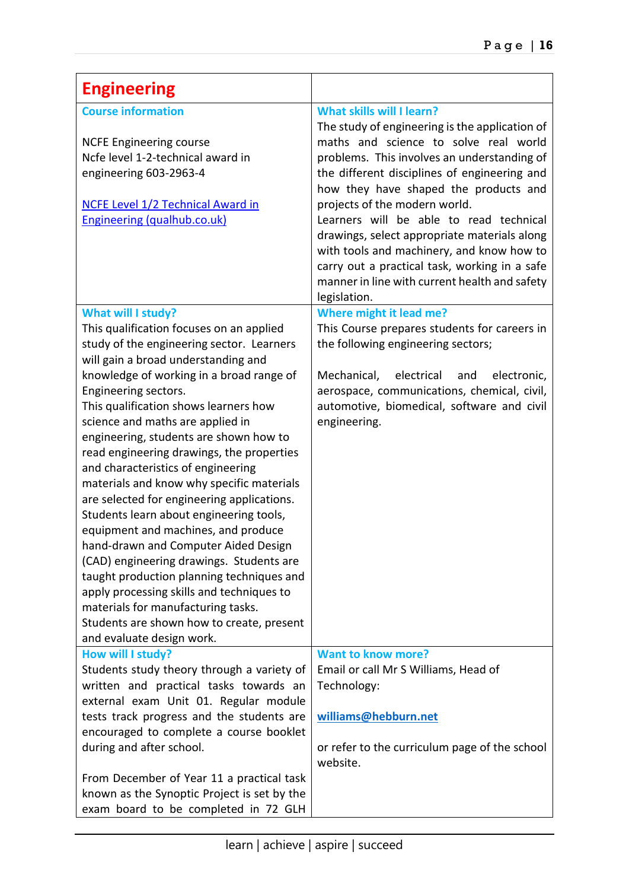# Engineering

### Course information

NCFE Engineering course
Ncfe level 1-2-technical award in engineering 603-2963-4

[NCFE Level 1/2 Technical Award in Engineering (qualhub.co.uk)]

### What skills will I learn?

The study of engineering is the application of maths and science to solve real world problems. This involves an understanding of the different disciplines of engineering and how they have shaped the products and projects of the modern world.
Learners will be able to read technical drawings, select appropriate materials along with tools and machinery, and know how to carry out a practical task, working in a safe manner in line with current health and safety legislation.

### What will I study?

This qualification focuses on an applied study of the engineering sector. Learners will gain a broad understanding and knowledge of working in a broad range of Engineering sectors.
This qualification shows learners how science and maths are applied in engineering, students are shown how to read engineering drawings, the properties and characteristics of engineering materials and know why specific materials are selected for engineering applications. Students learn about engineering tools, equipment and machines, and produce hand-drawn and Computer Aided Design (CAD) engineering drawings. Students are taught production planning techniques and apply processing skills and techniques to materials for manufacturing tasks.
Students are shown how to create, present and evaluate design work.

### Where might it lead me?

This Course prepares students for careers in the following engineering sectors;

Mechanical, electrical and electronic, aerospace, communications, chemical, civil, automotive, biomedical, software and civil engineering.

### How will I study?

Students study theory through a variety of written and practical tasks towards an external exam Unit 01. Regular module tests track progress and the students are encouraged to complete a course booklet during and after school.

From December of Year 11 a practical task known as the Synoptic Project is set by the exam board to be completed in 72 GLH

### Want to know more?

Email or call Mr S Williams, Head of Technology:

**williams@hebburn.net**

or refer to the curriculum page of the school website.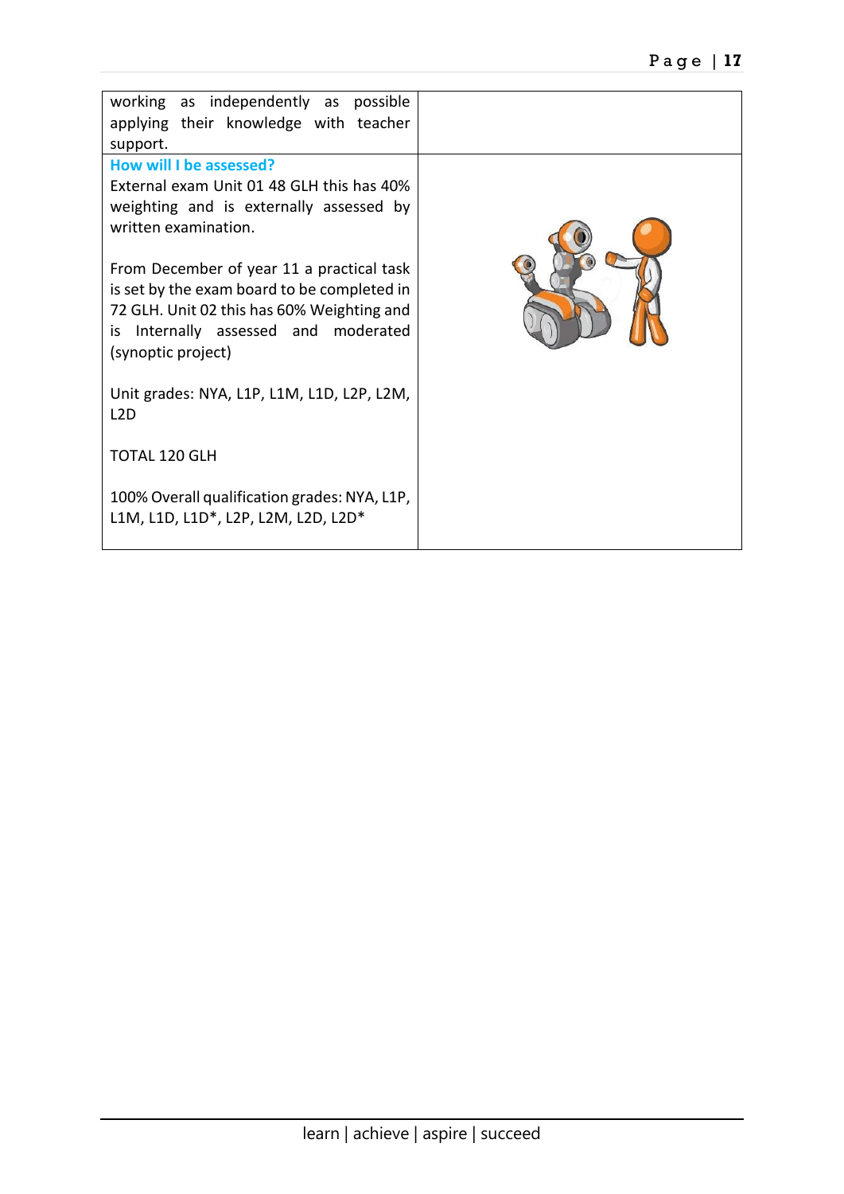| | |
|---|---|
| working as independently as possible applying their knowledge with teacher support. | |
| **How will I be assessed?**<br>External exam Unit 01 48 GLH this has 40% weighting and is externally assessed by written examination.<br><br>From December of year 11 a practical task is set by the exam board to be completed in 72 GLH. Unit 02 this has 60% Weighting and is Internally assessed and moderated (synoptic project)<br><br>Unit grades: NYA, L1P, L1M, L1D, L2P, L2M, L2D<br><br>TOTAL 120 GLH<br><br>100% Overall qualification grades: NYA, L1P, L1M, L1D, L1D*, L2P, L2M, L2D, L2D* | |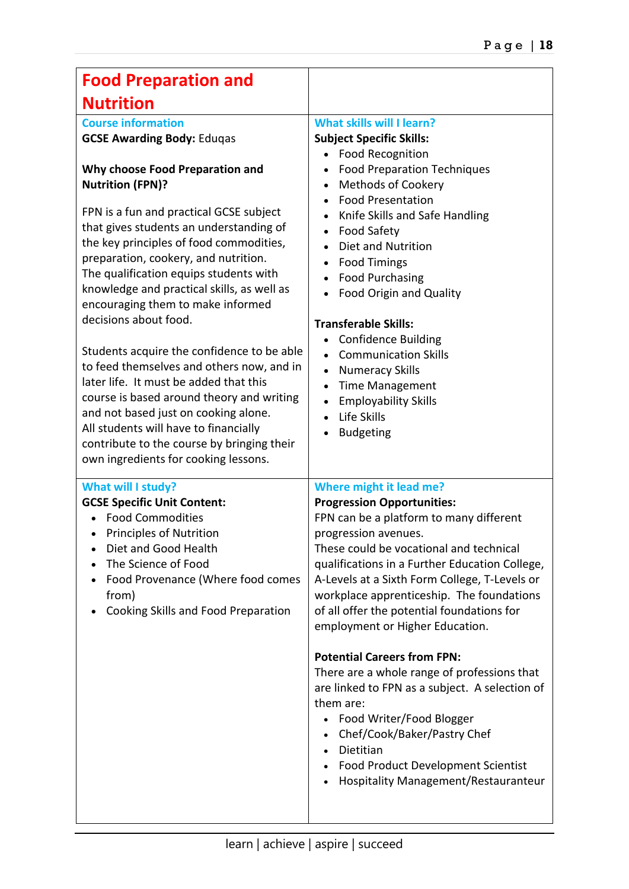# Food Preparation and Nutrition

## Course information

**GCSE Awarding Body:** Eduqas

**Why choose Food Preparation and Nutrition (FPN)?**

FPN is a fun and practical GCSE subject that gives students an understanding of the key principles of food commodities, preparation, cookery, and nutrition. The qualification equips students with knowledge and practical skills, as well as encouraging them to make informed decisions about food.

Students acquire the confidence to be able to feed themselves and others now, and in later life. It must be added that this course is based around theory and writing and not based just on cooking alone. All students will have to financially contribute to the course by bringing their own ingredients for cooking lessons.

## What skills will I learn?

**Subject Specific Skills:**

- Food Recognition
- Food Preparation Techniques
- Methods of Cookery
- Food Presentation
- Knife Skills and Safe Handling
- Food Safety
- Diet and Nutrition
- Food Timings
- Food Purchasing
- Food Origin and Quality

**Transferable Skills:**

- Confidence Building
- Communication Skills
- Numeracy Skills
- Time Management
- Employability Skills
- Life Skills
- Budgeting

## What will I study?

**GCSE Specific Unit Content:**

- Food Commodities
- Principles of Nutrition
- Diet and Good Health
- The Science of Food
- Food Provenance (Where food comes from)
- Cooking Skills and Food Preparation

## Where might it lead me?

**Progression Opportunities:**

FPN can be a platform to many different progression avenues. These could be vocational and technical qualifications in a Further Education College, A-Levels at a Sixth Form College, T-Levels or workplace apprenticeship. The foundations of all offer the potential foundations for employment or Higher Education.

**Potential Careers from FPN:**

There are a whole range of professions that are linked to FPN as a subject. A selection of them are:

- Food Writer/Food Blogger
- Chef/Cook/Baker/Pastry Chef
- Dietitian
- Food Product Development Scientist
- Hospitality Management/Restauranteur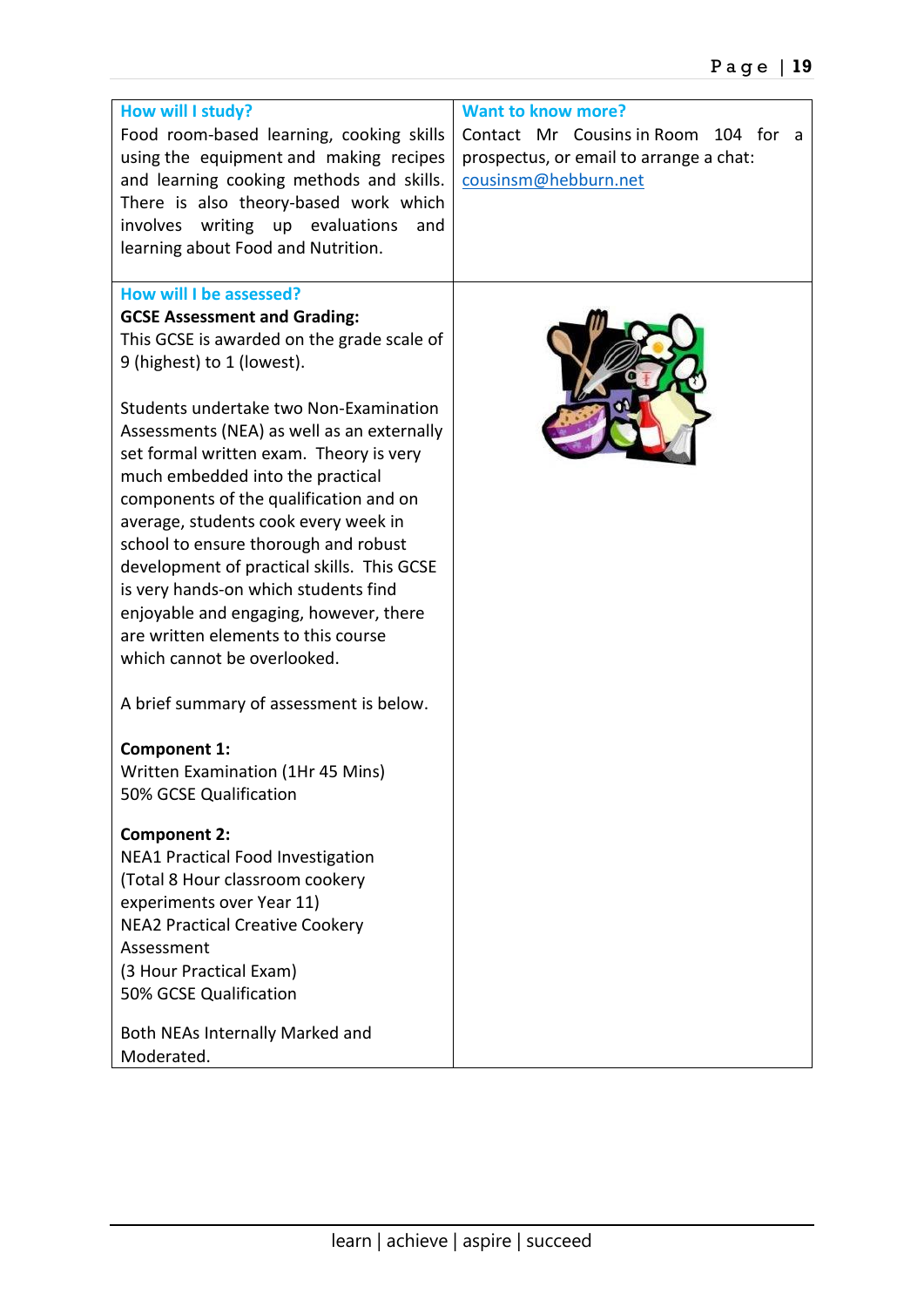### How will I study?

Food room-based learning, cooking skills using the equipment and making recipes and learning cooking methods and skills. There is also theory-based work which involves writing up evaluations and learning about Food and Nutrition.

### Want to know more?

Contact Mr Cousins in Room 104 for a prospectus, or email to arrange a chat: cousinsm@hebburn.net

### How will I be assessed?

**GCSE Assessment and Grading:**
This GCSE is awarded on the grade scale of 9 (highest) to 1 (lowest).

Students undertake two Non-Examination Assessments (NEA) as well as an externally set formal written exam. Theory is very much embedded into the practical components of the qualification and on average, students cook every week in school to ensure thorough and robust development of practical skills. This GCSE is very hands-on which students find enjoyable and engaging, however, there are written elements to this course which cannot be overlooked.

A brief summary of assessment is below.

**Component 1:**
Written Examination (1Hr 45 Mins)
50% GCSE Qualification

**Component 2:**
NEA1 Practical Food Investigation
(Total 8 Hour classroom cookery experiments over Year 11)
NEA2 Practical Creative Cookery Assessment
(3 Hour Practical Exam)
50% GCSE Qualification

Both NEAs Internally Marked and Moderated.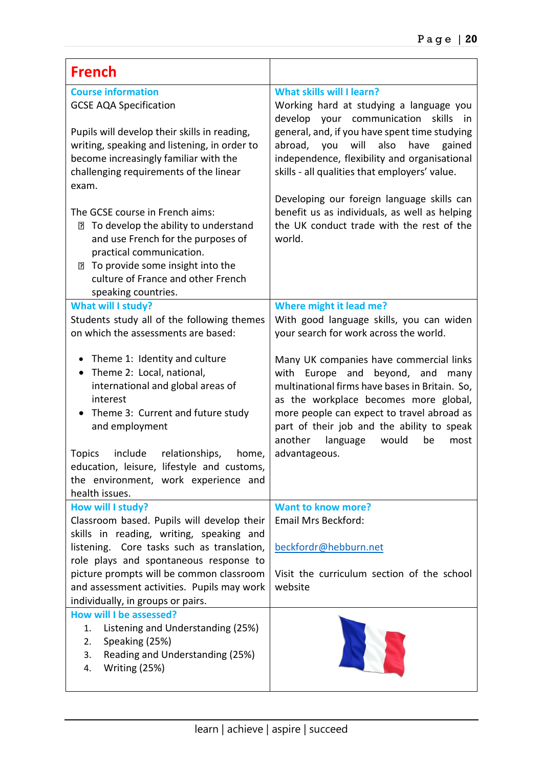# French

### Course information

GCSE AQA Specification

Pupils will develop their skills in reading, writing, speaking and listening, in order to become increasingly familiar with the challenging requirements of the linear exam.

The GCSE course in French aims:

- To develop the ability to understand and use French for the purposes of practical communication.
- To provide some insight into the culture of France and other French speaking countries.

### What skills will I learn?

Working hard at studying a language you develop your communication skills in general, and, if you have spent time studying abroad, you will also have gained independence, flexibility and organisational skills - all qualities that employers' value.

Developing our foreign language skills can benefit us as individuals, as well as helping the UK conduct trade with the rest of the world.

### What will I study?

Students study all of the following themes on which the assessments are based:

- Theme 1: Identity and culture
- Theme 2: Local, national, international and global areas of interest
- Theme 3: Current and future study and employment

Topics include relationships, home, education, leisure, lifestyle and customs, the environment, work experience and health issues.

### Where might it lead me?

With good language skills, you can widen your search for work across the world.

Many UK companies have commercial links with Europe and beyond, and many multinational firms have bases in Britain. So, as the workplace becomes more global, more people can expect to travel abroad as part of their job and the ability to speak another language would be most advantageous.

### How will I study?

Classroom based. Pupils will develop their skills in reading, writing, speaking and listening. Core tasks such as translation, role plays and spontaneous response to picture prompts will be common classroom and assessment activities. Pupils may work individually, in groups or pairs.

### Want to know more?

Email Mrs Beckford:

beckfordr@hebburn.net

Visit the curriculum section of the school website

### How will I be assessed?

1. Listening and Understanding (25%)
2. Speaking (25%)
3. Reading and Understanding (25%)
4. Writing (25%)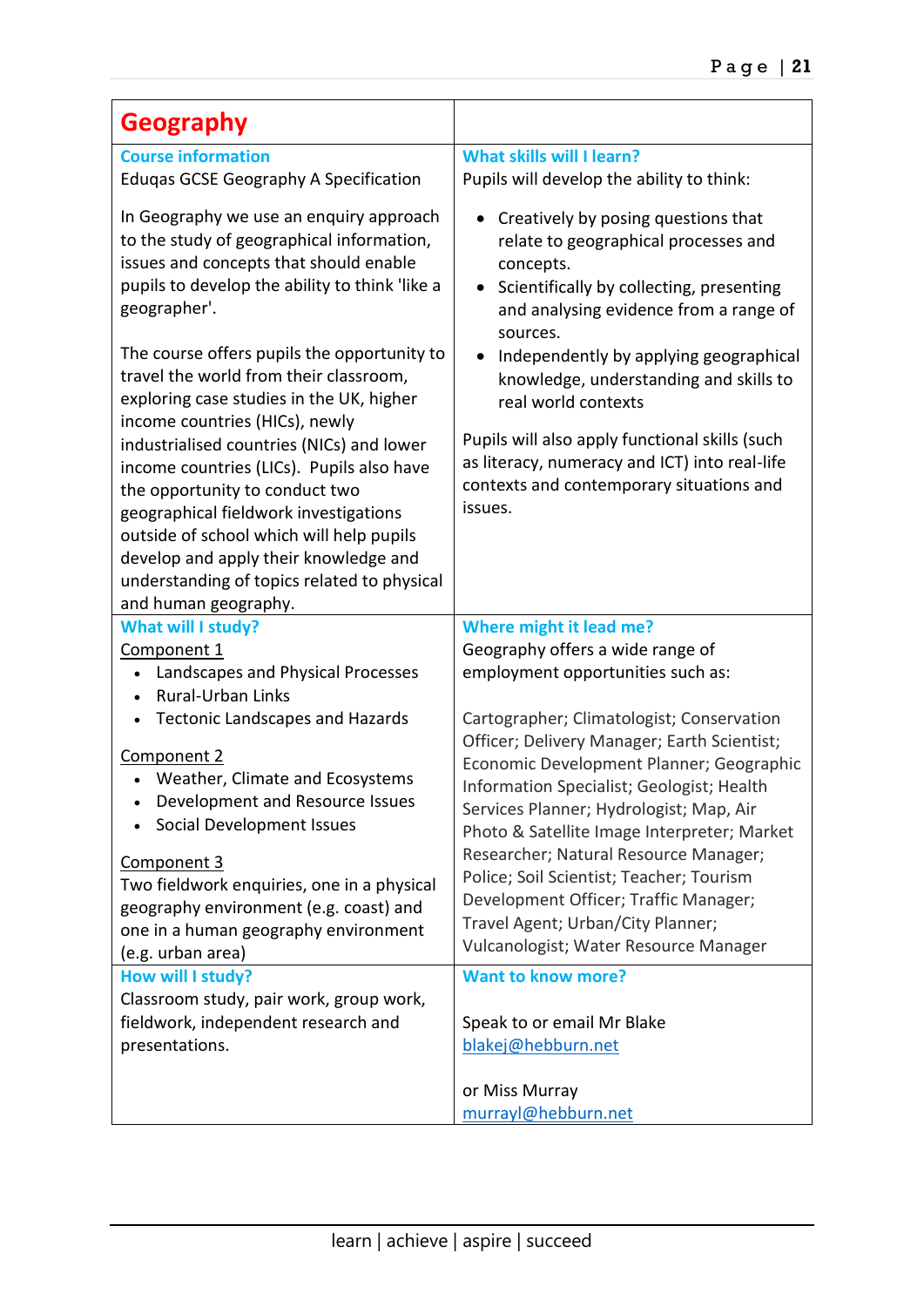# Geography

### Course information

Eduqas GCSE Geography A Specification

In Geography we use an enquiry approach to the study of geographical information, issues and concepts that should enable pupils to develop the ability to think 'like a geographer'.

The course offers pupils the opportunity to travel the world from their classroom, exploring case studies in the UK, higher income countries (HICs), newly industrialised countries (NICs) and lower income countries (LICs). Pupils also have the opportunity to conduct two geographical fieldwork investigations outside of school which will help pupils develop and apply their knowledge and understanding of topics related to physical and human geography.

### What skills will I learn?

Pupils will develop the ability to think:

- Creatively by posing questions that relate to geographical processes and concepts.
- Scientifically by collecting, presenting and analysing evidence from a range of sources.
- Independently by applying geographical knowledge, understanding and skills to real world contexts

Pupils will also apply functional skills (such as literacy, numeracy and ICT) into real-life contexts and contemporary situations and issues.

### What will I study?

Component 1

- Landscapes and Physical Processes
- Rural-Urban Links
- Tectonic Landscapes and Hazards

Component 2

- Weather, Climate and Ecosystems
- Development and Resource Issues
- Social Development Issues

Component 3

Two fieldwork enquiries, one in a physical geography environment (e.g. coast) and one in a human geography environment (e.g. urban area)

### Where might it lead me?

Geography offers a wide range of employment opportunities such as:

Cartographer; Climatologist; Conservation Officer; Delivery Manager; Earth Scientist; Economic Development Planner; Geographic Information Specialist; Geologist; Health Services Planner; Hydrologist; Map, Air Photo & Satellite Image Interpreter; Market Researcher; Natural Resource Manager; Police; Soil Scientist; Teacher; Tourism Development Officer; Traffic Manager; Travel Agent; Urban/City Planner; Vulcanologist; Water Resource Manager

### How will I study?

Classroom study, pair work, group work, fieldwork, independent research and presentations.

### Want to know more?

Speak to or email Mr Blake
blakej@hebburn.net

or Miss Murray
murrayl@hebburn.net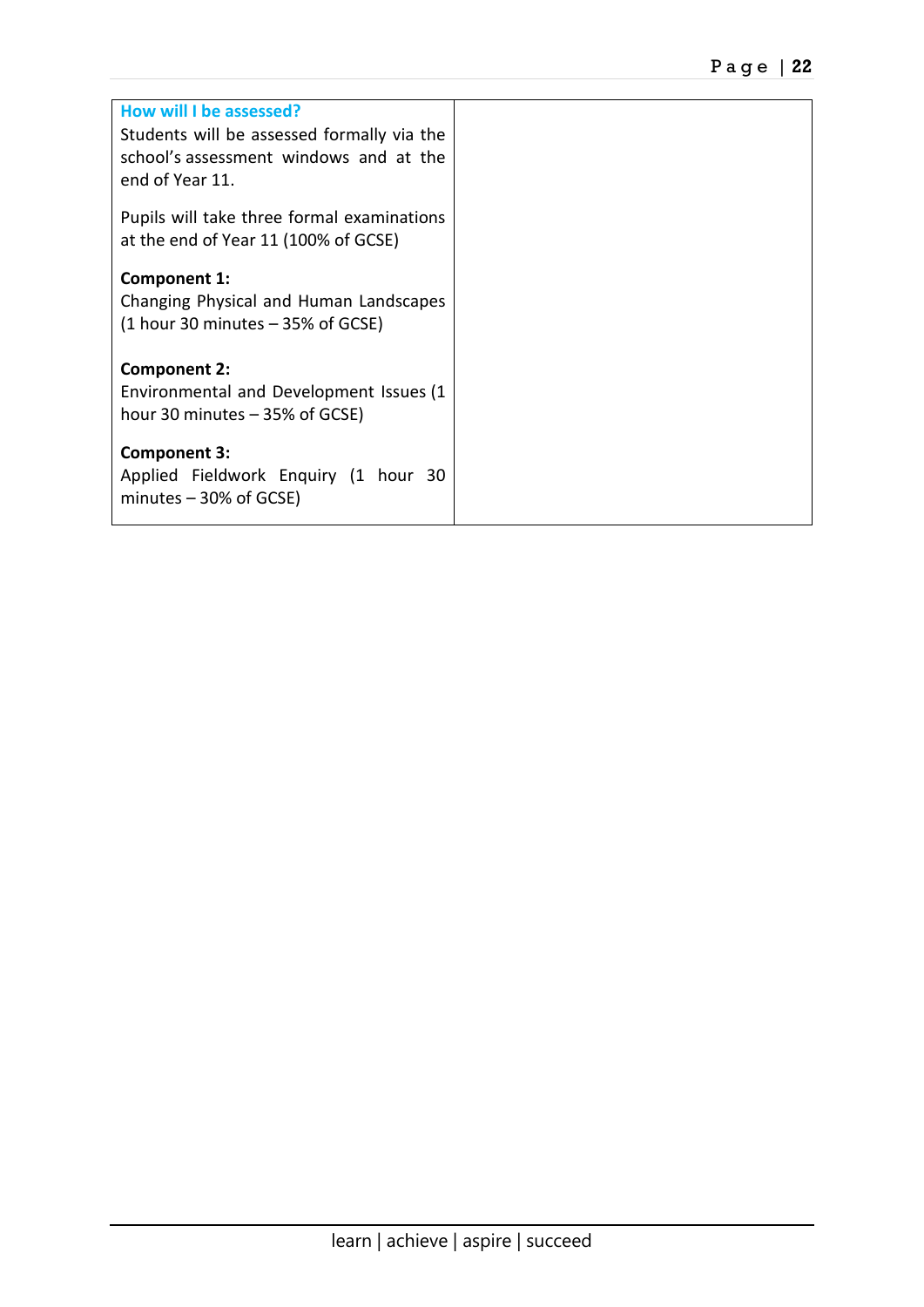### How will I be assessed?

Students will be assessed formally via the school's assessment windows and at the end of Year 11.

Pupils will take three formal examinations at the end of Year 11 (100% of GCSE)

**Component 1:**
Changing Physical and Human Landscapes (1 hour 30 minutes – 35% of GCSE)

**Component 2:**
Environmental and Development Issues (1 hour 30 minutes – 35% of GCSE)

**Component 3:**
Applied Fieldwork Enquiry (1 hour 30 minutes – 30% of GCSE)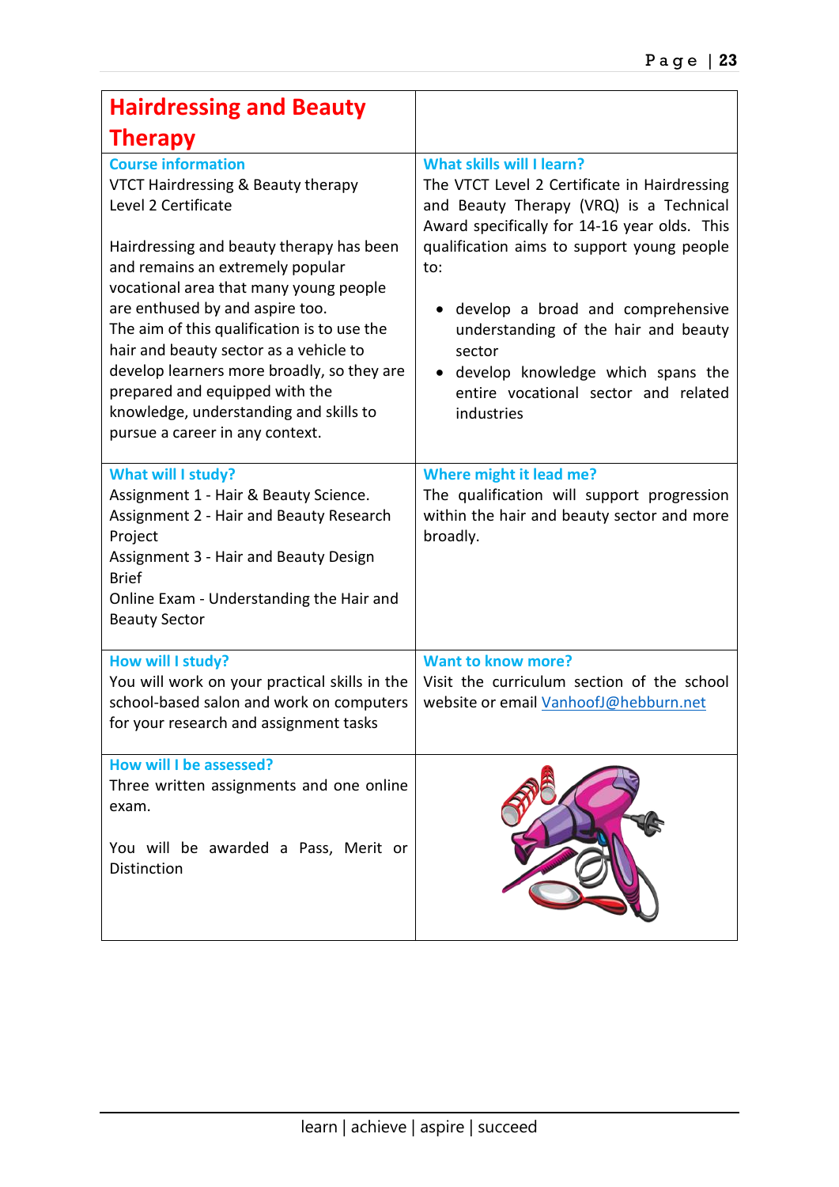# Hairdressing and Beauty Therapy

### Course information

VTCT Hairdressing & Beauty therapy Level 2 Certificate

Hairdressing and beauty therapy has been and remains an extremely popular vocational area that many young people are enthused by and aspire too.
The aim of this qualification is to use the hair and beauty sector as a vehicle to develop learners more broadly, so they are prepared and equipped with the knowledge, understanding and skills to pursue a career in any context.

### What skills will I learn?

The VTCT Level 2 Certificate in Hairdressing and Beauty Therapy (VRQ) is a Technical Award specifically for 14-16 year olds. This qualification aims to support young people to:

- develop a broad and comprehensive understanding of the hair and beauty sector
- develop knowledge which spans the entire vocational sector and related industries

### What will I study?

Assignment 1 - Hair & Beauty Science.
Assignment 2 - Hair and Beauty Research Project
Assignment 3 - Hair and Beauty Design Brief
Online Exam - Understanding the Hair and Beauty Sector

### Where might it lead me?

The qualification will support progression within the hair and beauty sector and more broadly.

### How will I study?

You will work on your practical skills in the school-based salon and work on computers for your research and assignment tasks

### Want to know more?

Visit the curriculum section of the school website or email VanhoofJ@hebburn.net

### How will I be assessed?

Three written assignments and one online exam.

You will be awarded a Pass, Merit or Distinction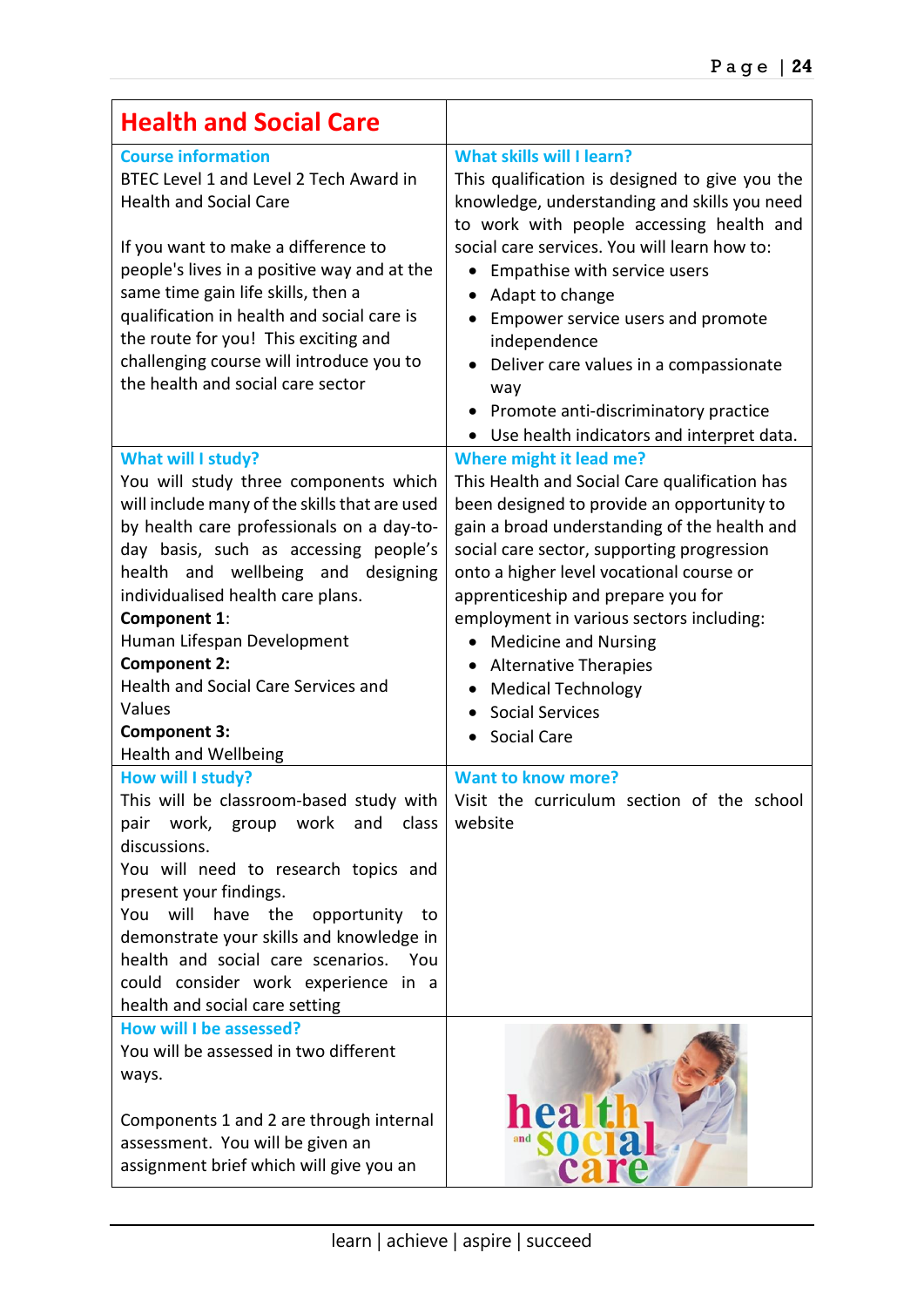# Health and Social Care

### Course information

BTEC Level 1 and Level 2 Tech Award in Health and Social Care

If you want to make a difference to people's lives in a positive way and at the same time gain life skills, then a qualification in health and social care is the route for you! This exciting and challenging course will introduce you to the health and social care sector

### What skills will I learn?

This qualification is designed to give you the knowledge, understanding and skills you need to work with people accessing health and social care services. You will learn how to:

- Empathise with service users
- Adapt to change
- Empower service users and promote independence
- Deliver care values in a compassionate way
- Promote anti-discriminatory practice
- Use health indicators and interpret data.

### What will I study?

You will study three components which will include many of the skills that are used by health care professionals on a day-to-day basis, such as accessing people's health and wellbeing and designing individualised health care plans.

**Component 1**:
Human Lifespan Development

**Component 2:**
Health and Social Care Services and Values

**Component 3:**
Health and Wellbeing

### Where might it lead me?

This Health and Social Care qualification has been designed to provide an opportunity to gain a broad understanding of the health and social care sector, supporting progression onto a higher level vocational course or apprenticeship and prepare you for employment in various sectors including:

- Medicine and Nursing
- Alternative Therapies
- Medical Technology
- Social Services
- Social Care

### How will I study?

This will be classroom-based study with pair work, group work and class discussions.

You will need to research topics and present your findings.

You will have the opportunity to demonstrate your skills and knowledge in health and social care scenarios. You could consider work experience in a health and social care setting

### Want to know more?

Visit the curriculum section of the school website

### How will I be assessed?

You will be assessed in two different ways.

Components 1 and 2 are through internal assessment. You will be given an assignment brief which will give you an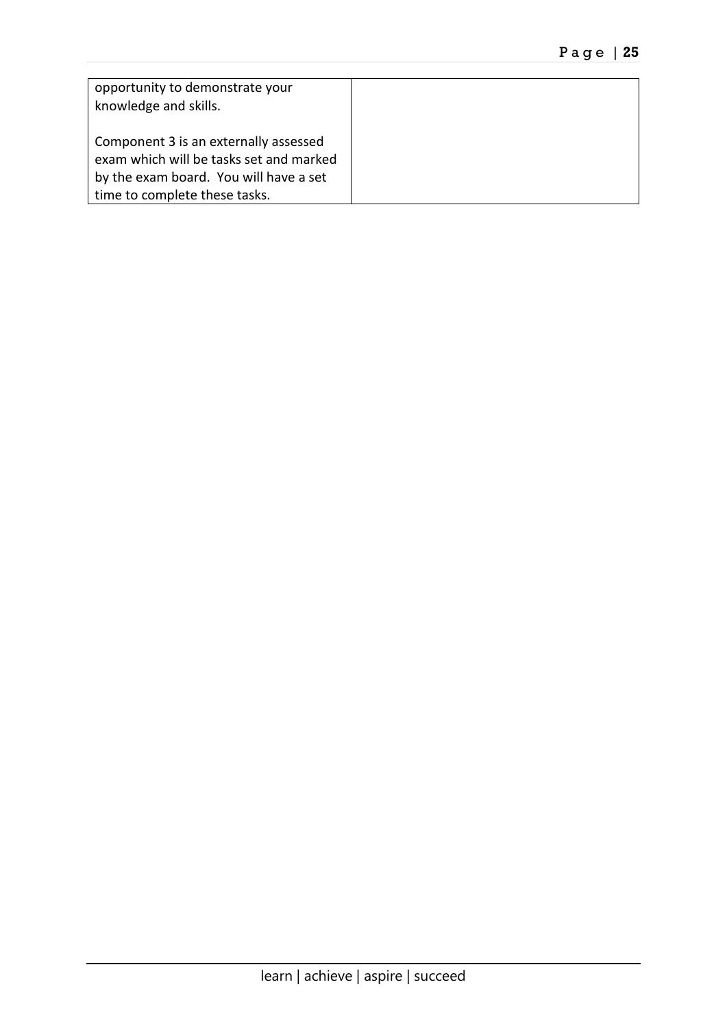| | |
|---|---|
| opportunity to demonstrate your knowledge and skills.<br><br>Component 3 is an externally assessed exam which will be tasks set and marked by the exam board. You will have a set time to complete these tasks. | |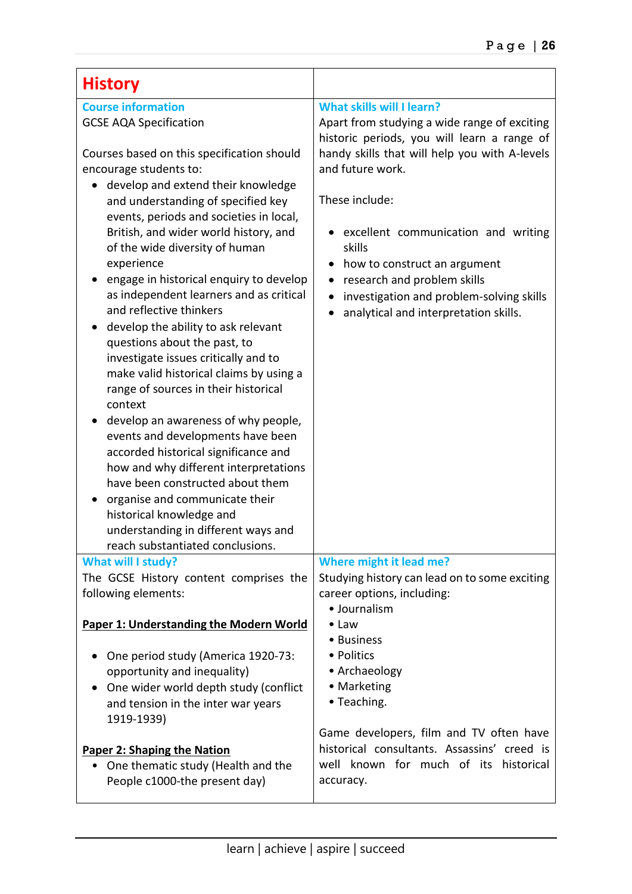# History

### Course information

GCSE AQA Specification

Courses based on this specification should encourage students to:

- develop and extend their knowledge and understanding of specified key events, periods and societies in local, British, and wider world history, and of the wide diversity of human experience
- engage in historical enquiry to develop as independent learners and as critical and reflective thinkers
- develop the ability to ask relevant questions about the past, to investigate issues critically and to make valid historical claims by using a range of sources in their historical context
- develop an awareness of why people, events and developments have been accorded historical significance and how and why different interpretations have been constructed about them
- organise and communicate their historical knowledge and understanding in different ways and reach substantiated conclusions.

### What skills will I learn?

Apart from studying a wide range of exciting historic periods, you will learn a range of handy skills that will help you with A-levels and future work.

These include:

- excellent communication and writing skills
- how to construct an argument
- research and problem skills
- investigation and problem-solving skills
- analytical and interpretation skills.

### What will I study?

The GCSE History content comprises the following elements:

**Paper 1: Understanding the Modern World**

- One period study (America 1920-73: opportunity and inequality)
- One wider world depth study (conflict and tension in the inter war years 1919-1939)

**Paper 2: Shaping the Nation**

- One thematic study (Health and the People c1000-the present day)

### Where might it lead me?

Studying history can lead on to some exciting career options, including:

- Journalism
- Law
- Business
- Politics
- Archaeology
- Marketing
- Teaching.

Game developers, film and TV often have historical consultants. Assassins' creed is well known for much of its historical accuracy.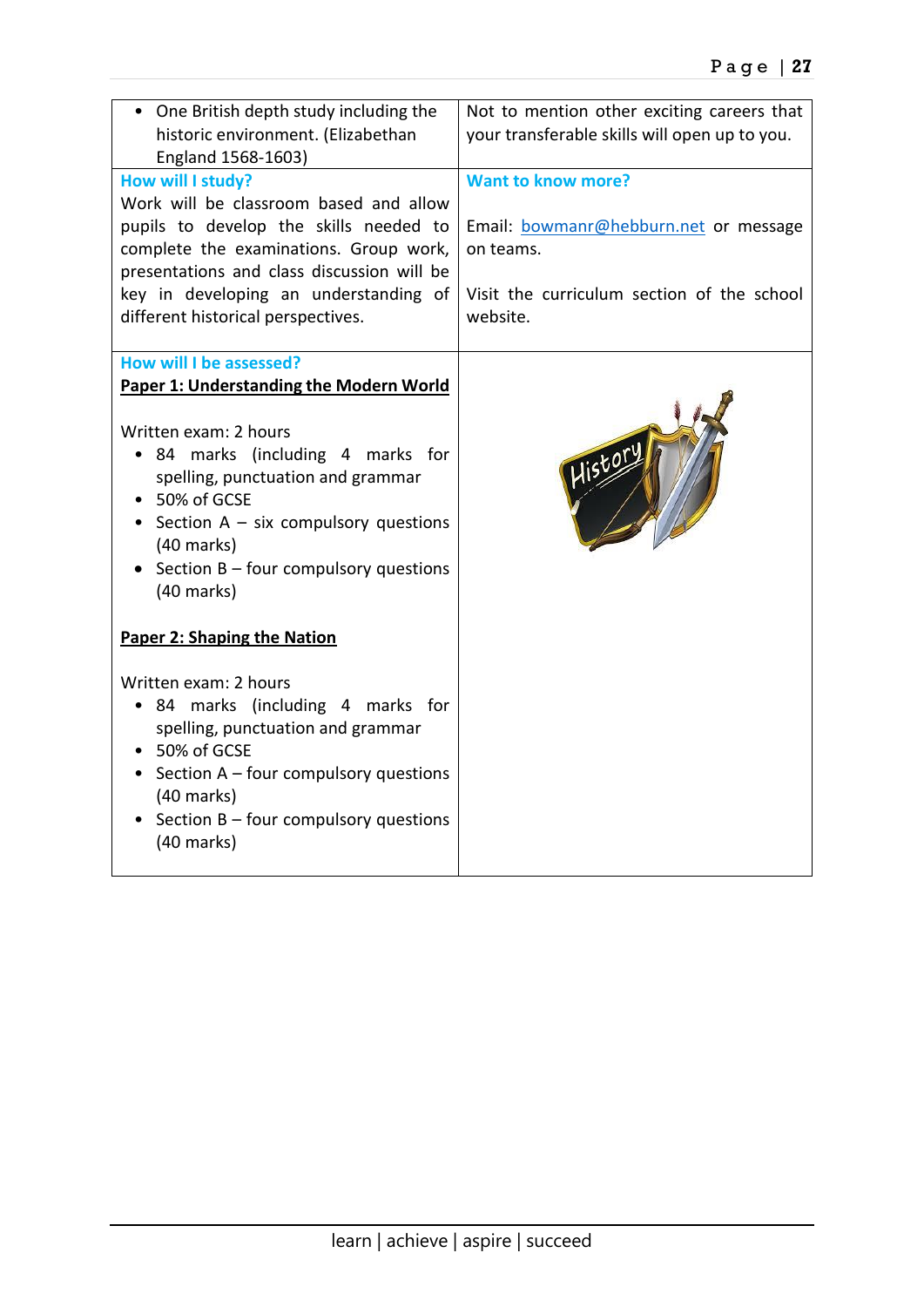- One British depth study including the historic environment. (Elizabethan England 1568-1603)

Not to mention other exciting careers that your transferable skills will open up to you.

**How will I study?**

Work will be classroom based and allow pupils to develop the skills needed to complete the examinations. Group work, presentations and class discussion will be key in developing an understanding of different historical perspectives.

**Want to know more?**

Email: bowmanr@hebburn.net or message on teams.

Visit the curriculum section of the school website.

**How will I be assessed?**

**Paper 1: Understanding the Modern World**

Written exam: 2 hours

- 84 marks (including 4 marks for spelling, punctuation and grammar
- 50% of GCSE
- Section A – six compulsory questions (40 marks)
- Section B – four compulsory questions (40 marks)

**Paper 2: Shaping the Nation**

Written exam: 2 hours

- 84 marks (including 4 marks for spelling, punctuation and grammar
- 50% of GCSE
- Section A – four compulsory questions (40 marks)
- Section B – four compulsory questions (40 marks)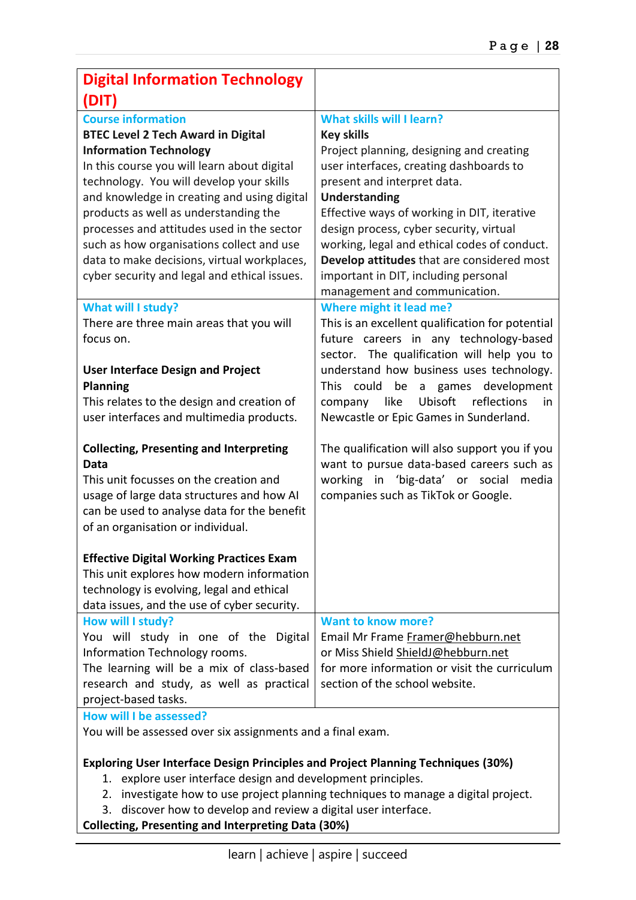# Digital Information Technology (DIT)

### Course information

**BTEC Level 2 Tech Award in Digital Information Technology**

In this course you will learn about digital technology. You will develop your skills and knowledge in creating and using digital products as well as understanding the processes and attitudes used in the sector such as how organisations collect and use data to make decisions, virtual workplaces, cyber security and legal and ethical issues.

### What skills will I learn?

**Key skills**

Project planning, designing and creating user interfaces, creating dashboards to present and interpret data.

**Understanding**

Effective ways of working in DIT, iterative design process, cyber security, virtual working, legal and ethical codes of conduct.

**Develop attitudes** that are considered most important in DIT, including personal management and communication.

### What will I study?

There are three main areas that you will focus on.

**User Interface Design and Project Planning**

This relates to the design and creation of user interfaces and multimedia products.

**Collecting, Presenting and Interpreting Data**

This unit focusses on the creation and usage of large data structures and how AI can be used to analyse data for the benefit of an organisation or individual.

**Effective Digital Working Practices Exam**

This unit explores how modern information technology is evolving, legal and ethical data issues, and the use of cyber security.

### Where might it lead me?

This is an excellent qualification for potential future careers in any technology-based sector. The qualification will help you to understand how business uses technology. This could be a games development company like Ubisoft reflections in Newcastle or Epic Games in Sunderland.

The qualification will also support you if you want to pursue data-based careers such as working in 'big-data' or social media companies such as TikTok or Google.

### How will I study?

You will study in one of the Digital Information Technology rooms.

The learning will be a mix of class-based research and study, as well as practical project-based tasks.

### Want to know more?

Email Mr Frame Framer@hebburn.net or Miss Shield ShieldJ@hebburn.net for more information or visit the curriculum section of the school website.

### How will I be assessed?

You will be assessed over six assignments and a final exam.

**Exploring User Interface Design Principles and Project Planning Techniques (30%)**

1. explore user interface design and development principles.
2. investigate how to use project planning techniques to manage a digital project.
3. discover how to develop and review a digital user interface.

**Collecting, Presenting and Interpreting Data (30%)**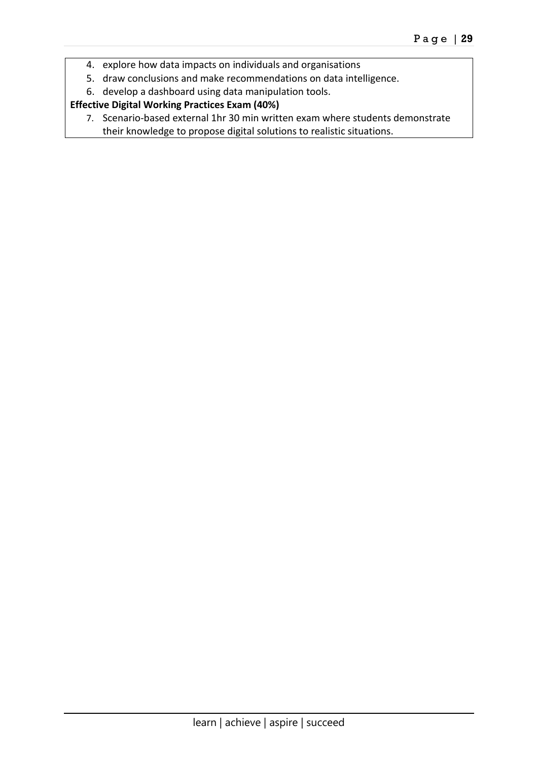4. explore how data impacts on individuals and organisations
5. draw conclusions and make recommendations on data intelligence.
6. develop a dashboard using data manipulation tools.

**Effective Digital Working Practices Exam (40%)**

7. Scenario-based external 1hr 30 min written exam where students demonstrate their knowledge to propose digital solutions to realistic situations.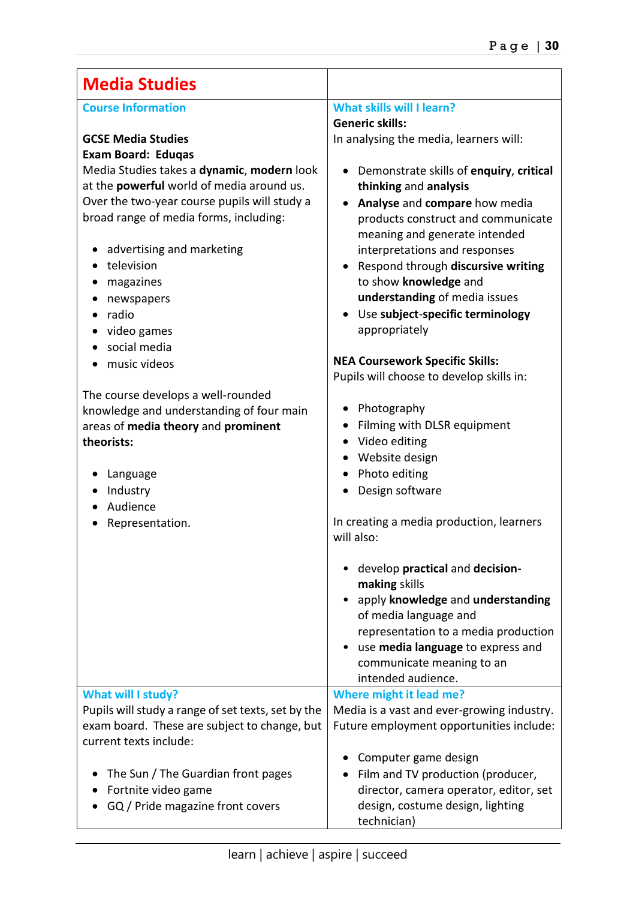# Media Studies

## Course Information

**GCSE Media Studies**
**Exam Board: Eduqas**

Media Studies takes a **dynamic**, **modern** look at the **powerful** world of media around us. Over the two-year course pupils will study a broad range of media forms, including:

- advertising and marketing
- television
- magazines
- newspapers
- radio
- video games
- social media
- music videos

The course develops a well-rounded knowledge and understanding of four main areas of **media theory** and **prominent theorists:**

- Language
- Industry
- Audience
- Representation.

## What skills will I learn?

**Generic skills:**
In analysing the media, learners will:

- Demonstrate skills of **enquiry**, **critical thinking** and **analysis**
- **Analyse** and **compare** how media products construct and communicate meaning and generate intended interpretations and responses
- Respond through **discursive writing** to show **knowledge** and **understanding** of media issues
- Use **subject-specific terminology** appropriately

**NEA Coursework Specific Skills:**
Pupils will choose to develop skills in:

- Photography
- Filming with DLSR equipment
- Video editing
- Website design
- Photo editing
- Design software

In creating a media production, learners will also:

- develop **practical** and **decision-making** skills
- apply **knowledge** and **understanding** of media language and representation to a media production
- use **media language** to express and communicate meaning to an intended audience.

## What will I study?

Pupils will study a range of set texts, set by the exam board. These are subject to change, but current texts include:

- The Sun / The Guardian front pages
- Fortnite video game
- GQ / Pride magazine front covers

## Where might it lead me?

Media is a vast and ever-growing industry. Future employment opportunities include:

- Computer game design
- Film and TV production (producer, director, camera operator, editor, set design, costume design, lighting technician)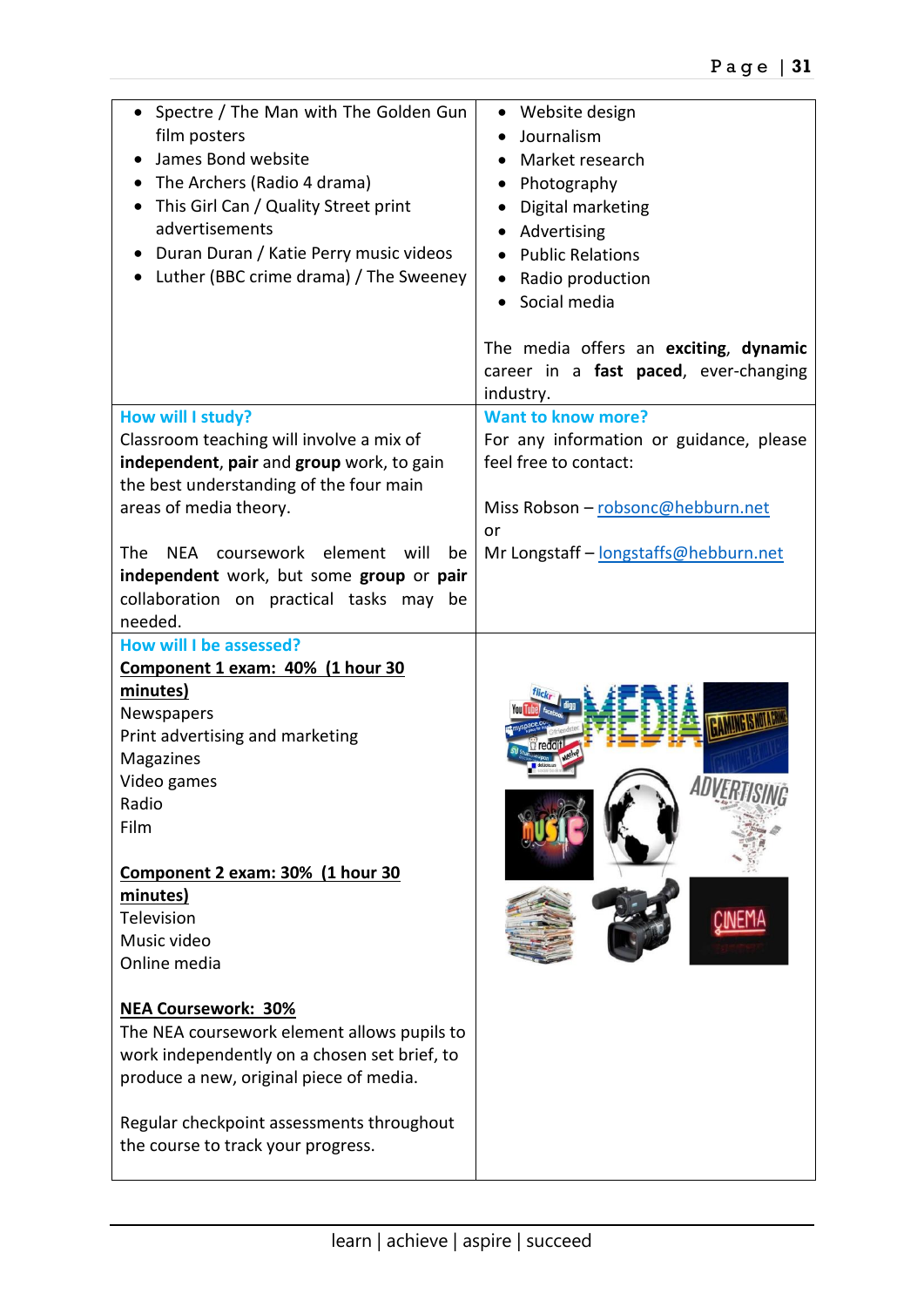- Spectre / The Man with The Golden Gun film posters
- James Bond website
- The Archers (Radio 4 drama)
- This Girl Can / Quality Street print advertisements
- Duran Duran / Katie Perry music videos
- Luther (BBC crime drama) / The Sweeney

- Website design
- Journalism
- Market research
- Photography
- Digital marketing
- Advertising
- Public Relations
- Radio production
- Social media

The media offers an **exciting**, **dynamic** career in a **fast paced**, ever-changing industry.

### How will I study?

Classroom teaching will involve a mix of **independent**, **pair** and **group** work, to gain the best understanding of the four main areas of media theory.

The NEA coursework element will be **independent** work, but some **group** or **pair** collaboration on practical tasks may be needed.

### Want to know more?

For any information or guidance, please feel free to contact:

Miss Robson – robsonc@hebburn.net
or
Mr Longstaff – longstaffs@hebburn.net

### How will I be assessed?

**Component 1 exam: 40% (1 hour 30 minutes)**

Newspapers
Print advertising and marketing
Magazines
Video games
Radio
Film

**Component 2 exam: 30% (1 hour 30 minutes)**

Television
Music video
Online media

**NEA Coursework: 30%**

The NEA coursework element allows pupils to work independently on a chosen set brief, to produce a new, original piece of media.

Regular checkpoint assessments throughout the course to track your progress.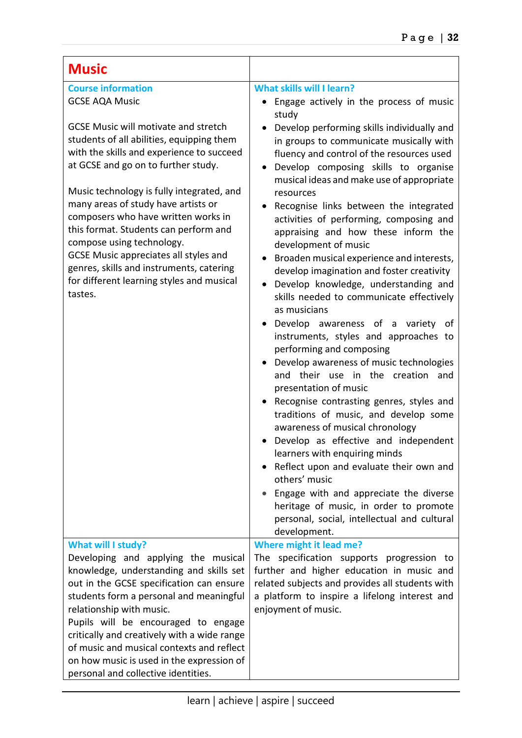# Music

### Course information

GCSE AQA Music

GCSE Music will motivate and stretch students of all abilities, equipping them with the skills and experience to succeed at GCSE and go on to further study.

Music technology is fully integrated, and many areas of study have artists or composers who have written works in this format. Students can perform and compose using technology.
GCSE Music appreciates all styles and genres, skills and instruments, catering for different learning styles and musical tastes.

### What skills will I learn?

- Engage actively in the process of music study
- Develop performing skills individually and in groups to communicate musically with fluency and control of the resources used
- Develop composing skills to organise musical ideas and make use of appropriate resources
- Recognise links between the integrated activities of performing, composing and appraising and how these inform the development of music
- Broaden musical experience and interests, develop imagination and foster creativity
- Develop knowledge, understanding and skills needed to communicate effectively as musicians
- Develop awareness of a variety of instruments, styles and approaches to performing and composing
- Develop awareness of music technologies and their use in the creation and presentation of music
- Recognise contrasting genres, styles and traditions of music, and develop some awareness of musical chronology
- Develop as effective and independent learners with enquiring minds
- Reflect upon and evaluate their own and others' music
- Engage with and appreciate the diverse heritage of music, in order to promote personal, social, intellectual and cultural development.

### What will I study?

Developing and applying the musical knowledge, understanding and skills set out in the GCSE specification can ensure students form a personal and meaningful relationship with music.
Pupils will be encouraged to engage critically and creatively with a wide range of music and musical contexts and reflect on how music is used in the expression of personal and collective identities.

### Where might it lead me?

The specification supports progression to further and higher education in music and related subjects and provides all students with a platform to inspire a lifelong interest and enjoyment of music.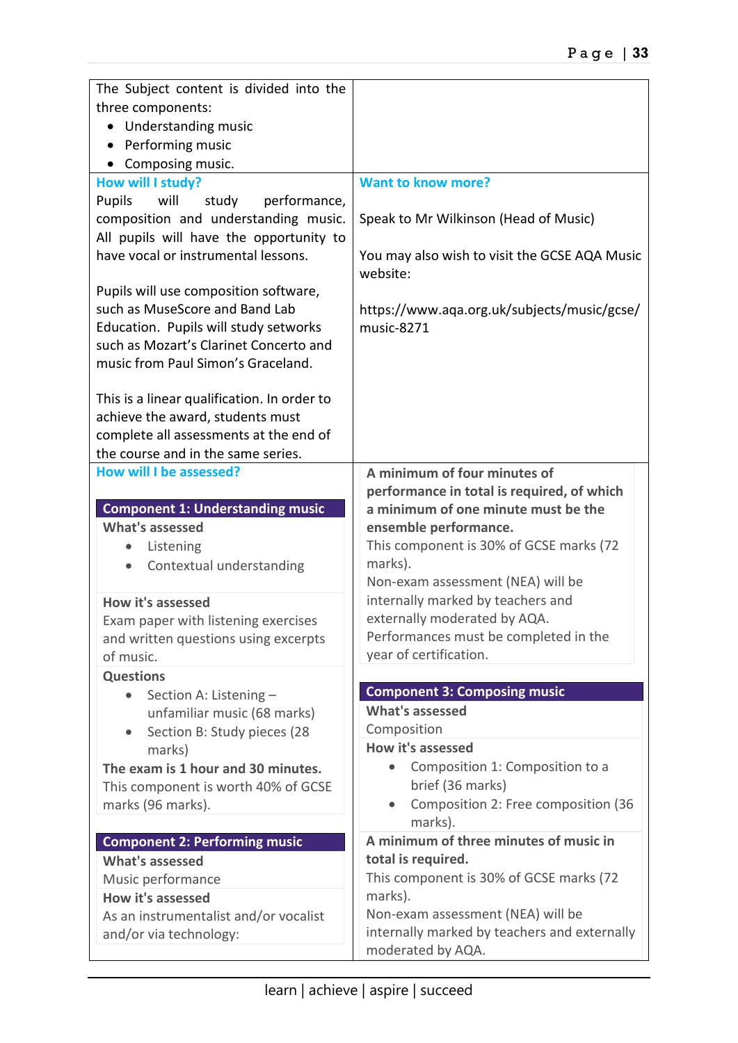The Subject content is divided into the three components:

- Understanding music
- Performing music
- Composing music.

### How will I study?

Pupils will study performance, composition and understanding music. All pupils will have the opportunity to have vocal or instrumental lessons.

Pupils will use composition software, such as MuseScore and Band Lab Education. Pupils will study setworks such as Mozart's Clarinet Concerto and music from Paul Simon's Graceland.

This is a linear qualification. In order to achieve the award, students must complete all assessments at the end of the course and in the same series.

### Want to know more?

Speak to Mr Wilkinson (Head of Music)

You may also wish to visit the GCSE AQA Music website:

https://www.aqa.org.uk/subjects/music/gcse/music-8271

### How will I be assessed?

#### Component 1: Understanding music

**What's assessed**

- Listening
- Contextual understanding

**How it's assessed**

Exam paper with listening exercises and written questions using excerpts of music.

**Questions**

- Section A: Listening – unfamiliar music (68 marks)
- Section B: Study pieces (28 marks)

**The exam is 1 hour and 30 minutes.**

This component is worth 40% of GCSE marks (96 marks).

#### Component 2: Performing music

**What's assessed**

Music performance

**How it's assessed**

As an instrumentalist and/or vocalist and/or via technology:

**A minimum of four minutes of performance in total is required, of which a minimum of one minute must be the ensemble performance.**

This component is 30% of GCSE marks (72 marks).

Non-exam assessment (NEA) will be internally marked by teachers and externally moderated by AQA.

Performances must be completed in the year of certification.

#### Component 3: Composing music

**What's assessed**

Composition

**How it's assessed**

- Composition 1: Composition to a brief (36 marks)
- Composition 2: Free composition (36 marks).

**A minimum of three minutes of music in total is required.**

This component is 30% of GCSE marks (72 marks).

Non-exam assessment (NEA) will be internally marked by teachers and externally moderated by AQA.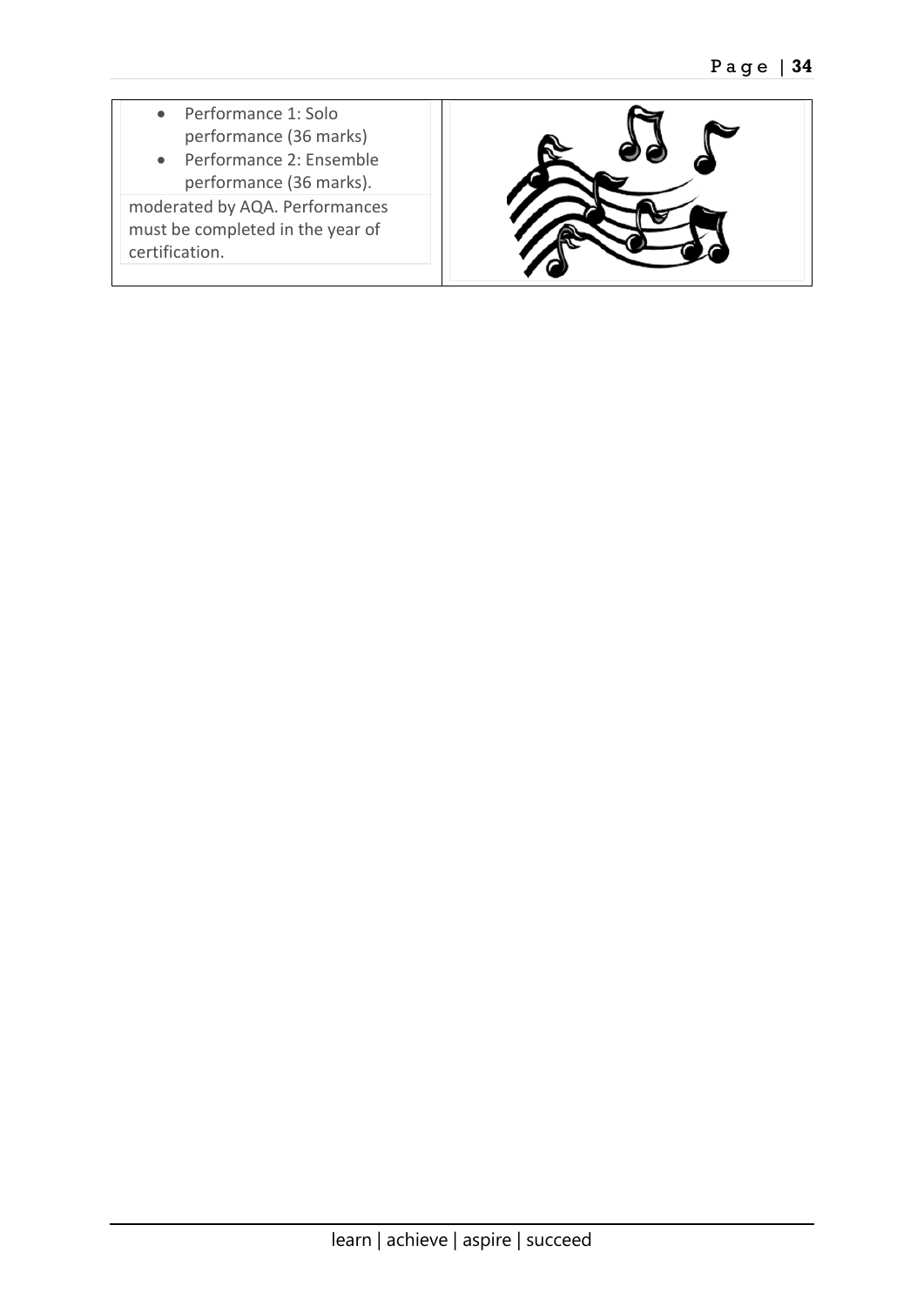- Performance 1: Solo performance (36 marks)
- Performance 2: Ensemble performance (36 marks).

moderated by AQA. Performances must be completed in the year of certification.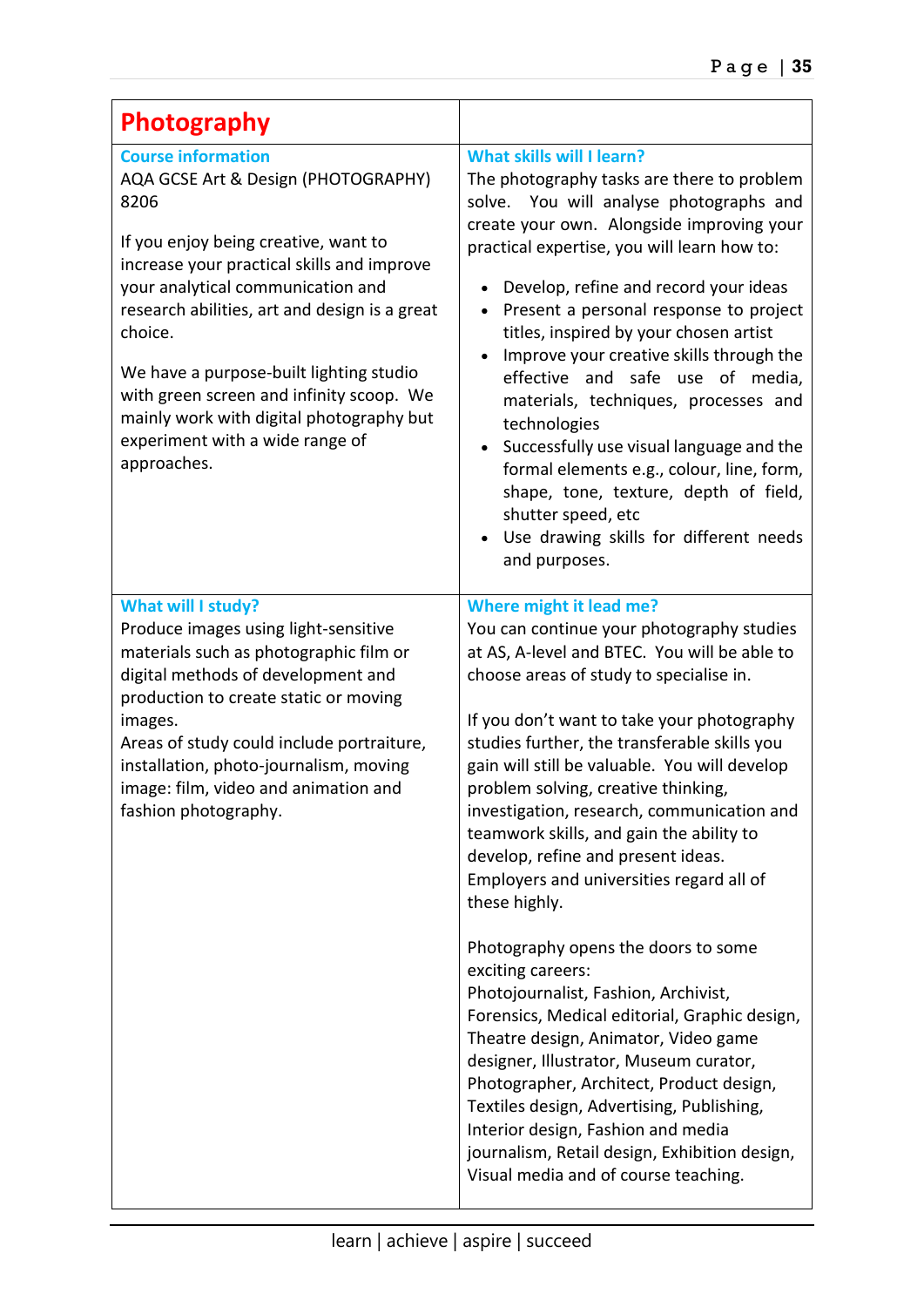# Photography

### Course information

AQA GCSE Art & Design (PHOTOGRAPHY) 8206

If you enjoy being creative, want to increase your practical skills and improve your analytical communication and research abilities, art and design is a great choice.

We have a purpose-built lighting studio with green screen and infinity scoop. We mainly work with digital photography but experiment with a wide range of approaches.

### What skills will I learn?

The photography tasks are there to problem solve. You will analyse photographs and create your own. Alongside improving your practical expertise, you will learn how to:

- Develop, refine and record your ideas
- Present a personal response to project titles, inspired by your chosen artist
- Improve your creative skills through the effective and safe use of media, materials, techniques, processes and technologies
- Successfully use visual language and the formal elements e.g., colour, line, form, shape, tone, texture, depth of field, shutter speed, etc
- Use drawing skills for different needs and purposes.

### What will I study?

Produce images using light-sensitive materials such as photographic film or digital methods of development and production to create static or moving images.
Areas of study could include portraiture, installation, photo-journalism, moving image: film, video and animation and fashion photography.

### Where might it lead me?

You can continue your photography studies at AS, A-level and BTEC. You will be able to choose areas of study to specialise in.

If you don't want to take your photography studies further, the transferable skills you gain will still be valuable. You will develop problem solving, creative thinking, investigation, research, communication and teamwork skills, and gain the ability to develop, refine and present ideas. Employers and universities regard all of these highly.

Photography opens the doors to some exciting careers:
Photojournalist, Fashion, Archivist, Forensics, Medical editorial, Graphic design, Theatre design, Animator, Video game designer, Illustrator, Museum curator, Photographer, Architect, Product design, Textiles design, Advertising, Publishing, Interior design, Fashion and media journalism, Retail design, Exhibition design, Visual media and of course teaching.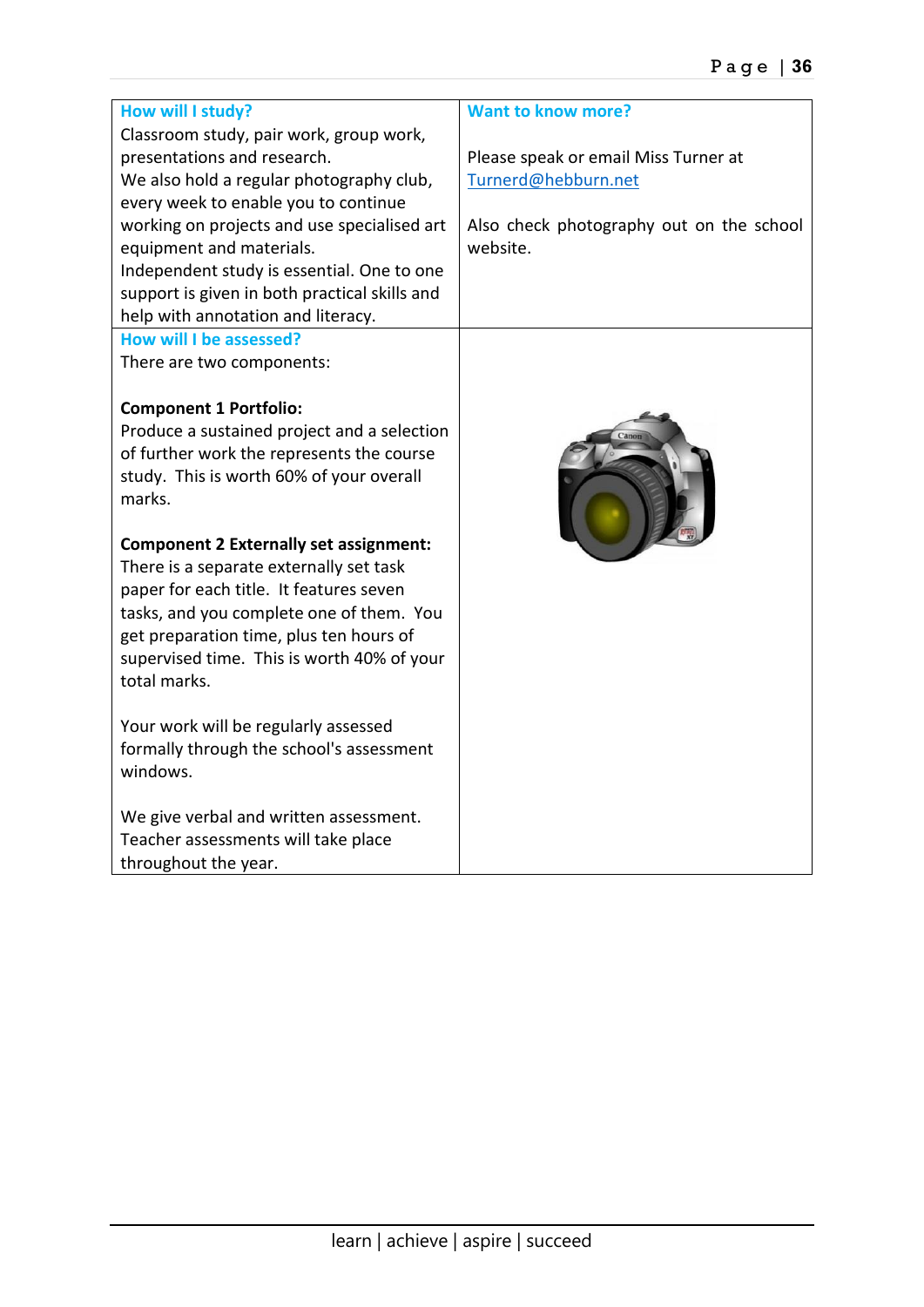### How will I study?

Classroom study, pair work, group work, presentations and research.
We also hold a regular photography club, every week to enable you to continue working on projects and use specialised art equipment and materials.
Independent study is essential. One to one support is given in both practical skills and help with annotation and literacy.

### Want to know more?

Please speak or email Miss Turner at [Turnerd@hebburn.net](mailto:Turnerd@hebburn.net)

Also check photography out on the school website.

### How will I be assessed?

There are two components:

**Component 1 Portfolio:**
Produce a sustained project and a selection of further work the represents the course study. This is worth 60% of your overall marks.

**Component 2 Externally set assignment:**
There is a separate externally set task paper for each title. It features seven tasks, and you complete one of them. You get preparation time, plus ten hours of supervised time. This is worth 40% of your total marks.

Your work will be regularly assessed formally through the school's assessment windows.

We give verbal and written assessment. Teacher assessments will take place throughout the year.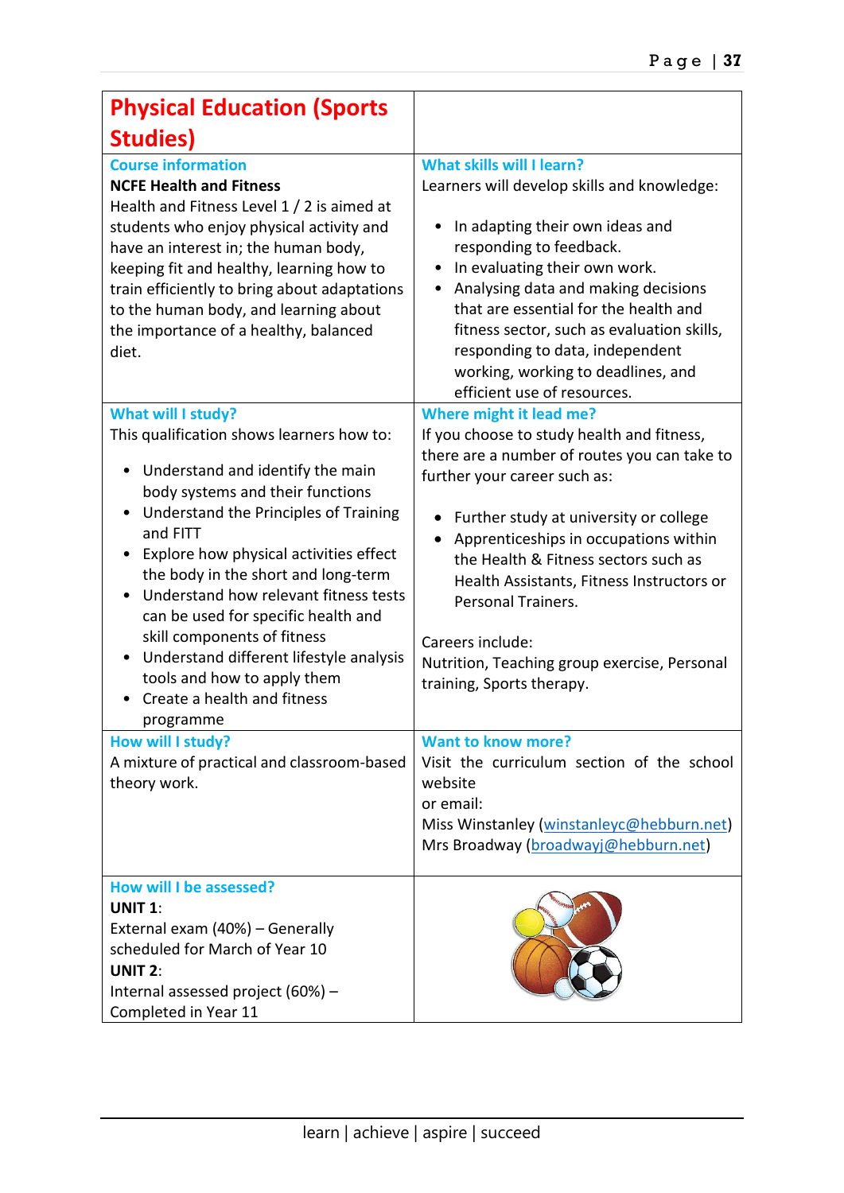# Physical Education (Sports Studies)

## Course information

**NCFE Health and Fitness**

Health and Fitness Level 1 / 2 is aimed at students who enjoy physical activity and have an interest in; the human body, keeping fit and healthy, learning how to train efficiently to bring about adaptations to the human body, and learning about the importance of a healthy, balanced diet.

## What skills will I learn?

Learners will develop skills and knowledge:

- In adapting their own ideas and responding to feedback.
- In evaluating their own work.
- Analysing data and making decisions that are essential for the health and fitness sector, such as evaluation skills, responding to data, independent working, working to deadlines, and efficient use of resources.

## What will I study?

This qualification shows learners how to:

- Understand and identify the main body systems and their functions
- Understand the Principles of Training and FITT
- Explore how physical activities effect the body in the short and long-term
- Understand how relevant fitness tests can be used for specific health and skill components of fitness
- Understand different lifestyle analysis tools and how to apply them
- Create a health and fitness programme

## Where might it lead me?

If you choose to study health and fitness, there are a number of routes you can take to further your career such as:

- Further study at university or college
- Apprenticeships in occupations within the Health & Fitness sectors such as Health Assistants, Fitness Instructors or Personal Trainers.

Careers include:
Nutrition, Teaching group exercise, Personal training, Sports therapy.

## How will I study?

A mixture of practical and classroom-based theory work.

## Want to know more?

Visit the curriculum section of the school website
or email:
Miss Winstanley (winstanleyc@hebburn.net)
Mrs Broadway (broadwayj@hebburn.net)

## How will I be assessed?

**UNIT 1**:
External exam (40%) – Generally scheduled for March of Year 10
**UNIT 2**:
Internal assessed project (60%) – Completed in Year 11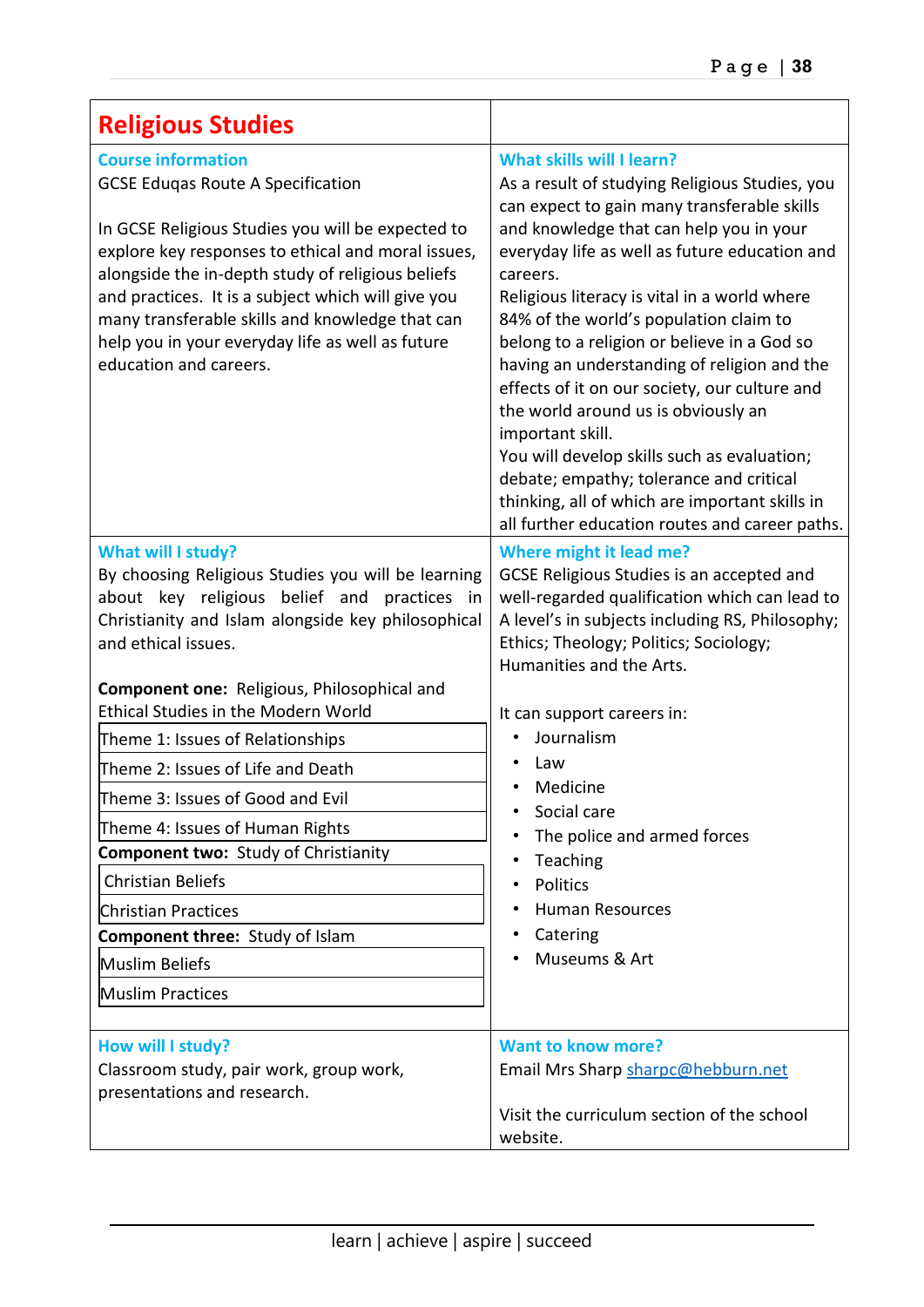# Religious Studies

## Course information

GCSE Eduqas Route A Specification

In GCSE Religious Studies you will be expected to explore key responses to ethical and moral issues, alongside the in-depth study of religious beliefs and practices. It is a subject which will give you many transferable skills and knowledge that can help you in your everyday life as well as future education and careers.

## What skills will I learn?

As a result of studying Religious Studies, you can expect to gain many transferable skills and knowledge that can help you in your everyday life as well as future education and careers.

Religious literacy is vital in a world where 84% of the world's population claim to belong to a religion or believe in a God so having an understanding of religion and the effects of it on our society, our culture and the world around us is obviously an important skill.

You will develop skills such as evaluation; debate; empathy; tolerance and critical thinking, all of which are important skills in all further education routes and career paths.

## What will I study?

By choosing Religious Studies you will be learning about key religious belief and practices in Christianity and Islam alongside key philosophical and ethical issues.

**Component one:** Religious, Philosophical and Ethical Studies in the Modern World

- Theme 1: Issues of Relationships
- Theme 2: Issues of Life and Death
- Theme 3: Issues of Good and Evil
- Theme 4: Issues of Human Rights

**Component two:** Study of Christianity

- Christian Beliefs
- Christian Practices

**Component three:** Study of Islam

- Muslim Beliefs
- Muslim Practices

## Where might it lead me?

GCSE Religious Studies is an accepted and well-regarded qualification which can lead to A level's in subjects including RS, Philosophy; Ethics; Theology; Politics; Sociology; Humanities and the Arts.

It can support careers in:

- Journalism
- Law
- Medicine
- Social care
- The police and armed forces
- Teaching
- Politics
- Human Resources
- Catering
- Museums & Art

## How will I study?

Classroom study, pair work, group work, presentations and research.

## Want to know more?

Email Mrs Sharp sharpc@hebburn.net

Visit the curriculum section of the school website.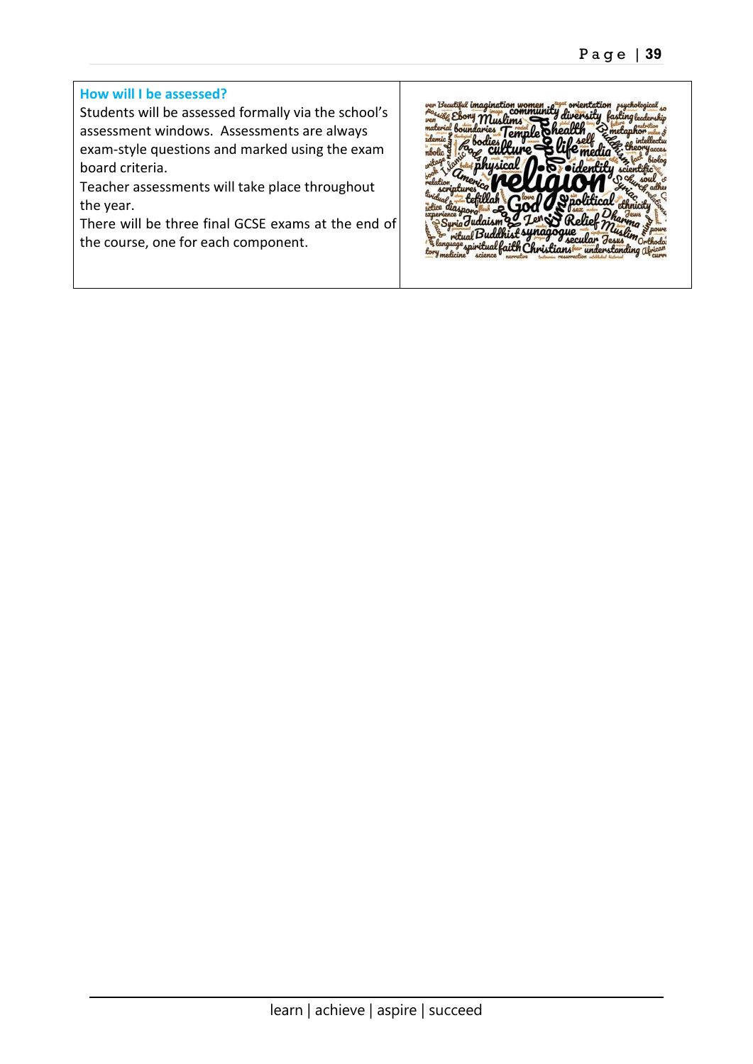**How will I be assessed?**

Students will be assessed formally via the school's assessment windows. Assessments are always exam-style questions and marked using the exam board criteria.

Teacher assessments will take place throughout the year.

There will be three final GCSE exams at the end of the course, one for each component.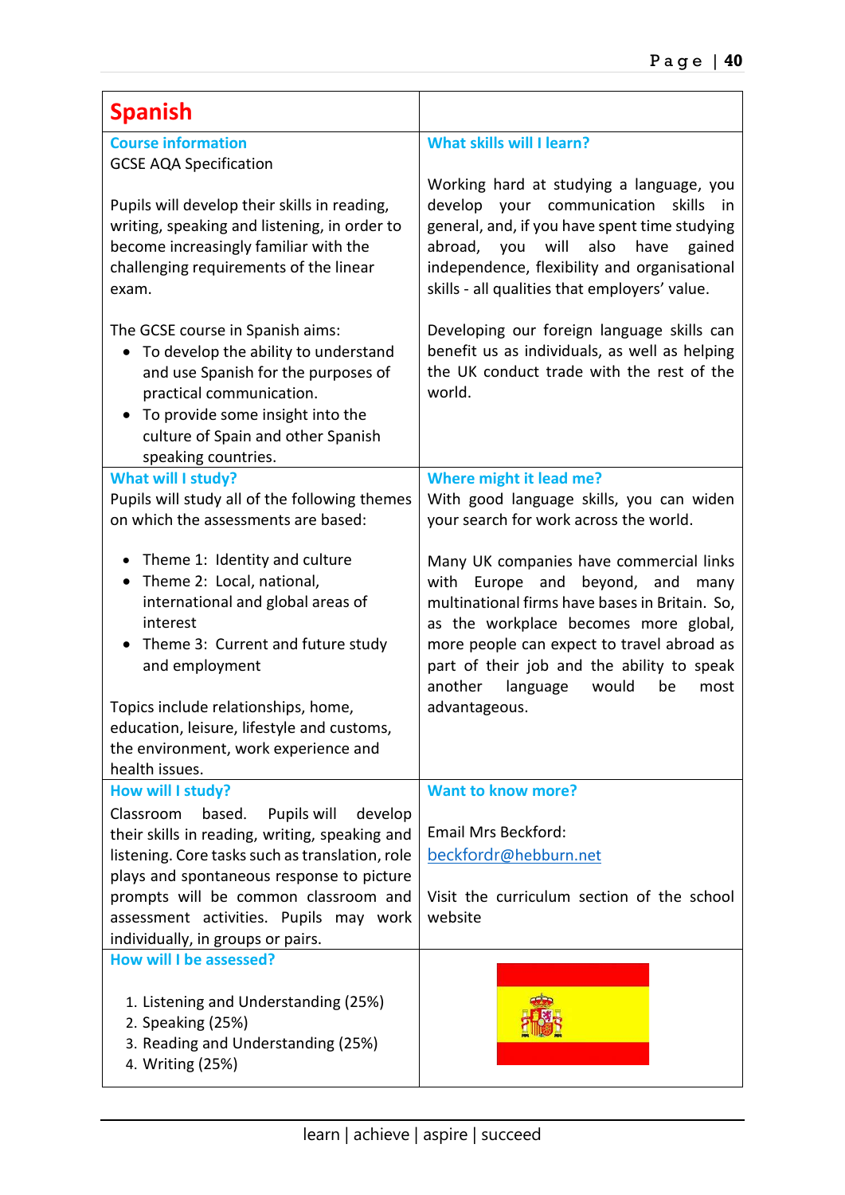# Spanish

### Course information

GCSE AQA Specification

Pupils will develop their skills in reading, writing, speaking and listening, in order to become increasingly familiar with the challenging requirements of the linear exam.

The GCSE course in Spanish aims:

- To develop the ability to understand and use Spanish for the purposes of practical communication.
- To provide some insight into the culture of Spain and other Spanish speaking countries.

### What skills will I learn?

Working hard at studying a language, you develop your communication skills in general, and, if you have spent time studying abroad, you will also have gained independence, flexibility and organisational skills - all qualities that employers' value.

Developing our foreign language skills can benefit us as individuals, as well as helping the UK conduct trade with the rest of the world.

### What will I study?

Pupils will study all of the following themes on which the assessments are based:

- Theme 1: Identity and culture
- Theme 2: Local, national, international and global areas of interest
- Theme 3: Current and future study and employment

Topics include relationships, home, education, leisure, lifestyle and customs, the environment, work experience and health issues.

### Where might it lead me?

With good language skills, you can widen your search for work across the world.

Many UK companies have commercial links with Europe and beyond, and many multinational firms have bases in Britain. So, as the workplace becomes more global, more people can expect to travel abroad as part of their job and the ability to speak another language would be most advantageous.

### How will I study?

Classroom based. Pupils will develop their skills in reading, writing, speaking and listening. Core tasks such as translation, role plays and spontaneous response to picture prompts will be common classroom and assessment activities. Pupils may work individually, in groups or pairs.

### Want to know more?

Email Mrs Beckford:
beckfordr@hebburn.net

Visit the curriculum section of the school website

### How will I be assessed?

1. Listening and Understanding (25%)
2. Speaking (25%)
3. Reading and Understanding (25%)
4. Writing (25%)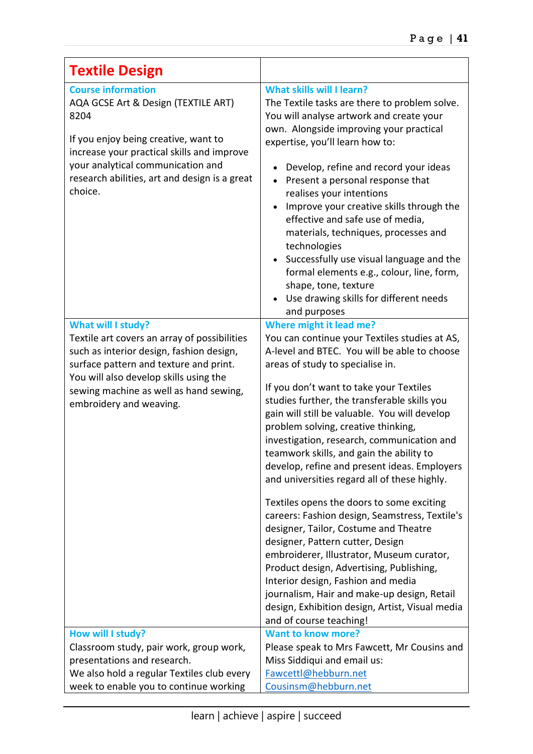# Textile Design

## Course information

AQA GCSE Art & Design (TEXTILE ART) 8204

If you enjoy being creative, want to increase your practical skills and improve your analytical communication and research abilities, art and design is a great choice.

## What skills will I learn?

The Textile tasks are there to problem solve. You will analyse artwork and create your own. Alongside improving your practical expertise, you'll learn how to:

- Develop, refine and record your ideas
- Present a personal response that realises your intentions
- Improve your creative skills through the effective and safe use of media, materials, techniques, processes and technologies
- Successfully use visual language and the formal elements e.g., colour, line, form, shape, tone, texture
- Use drawing skills for different needs and purposes

## What will I study?

Textile art covers an array of possibilities such as interior design, fashion design, surface pattern and texture and print. You will also develop skills using the sewing machine as well as hand sewing, embroidery and weaving.

## Where might it lead me?

You can continue your Textiles studies at AS, A-level and BTEC. You will be able to choose areas of study to specialise in.

If you don't want to take your Textiles studies further, the transferable skills you gain will still be valuable. You will develop problem solving, creative thinking, investigation, research, communication and teamwork skills, and gain the ability to develop, refine and present ideas. Employers and universities regard all of these highly.

Textiles opens the doors to some exciting careers: Fashion design, Seamstress, Textile's designer, Tailor, Costume and Theatre designer, Pattern cutter, Design embroiderer, Illustrator, Museum curator, Product design, Advertising, Publishing, Interior design, Fashion and media journalism, Hair and make-up design, Retail design, Exhibition design, Artist, Visual media and of course teaching!

## How will I study?

Classroom study, pair work, group work, presentations and research.
We also hold a regular Textiles club every week to enable you to continue working

## Want to know more?

Please speak to Mrs Fawcett, Mr Cousins and Miss Siddiqui and email us:
Fawcettl@hebburn.net
Cousinsm@hebburn.net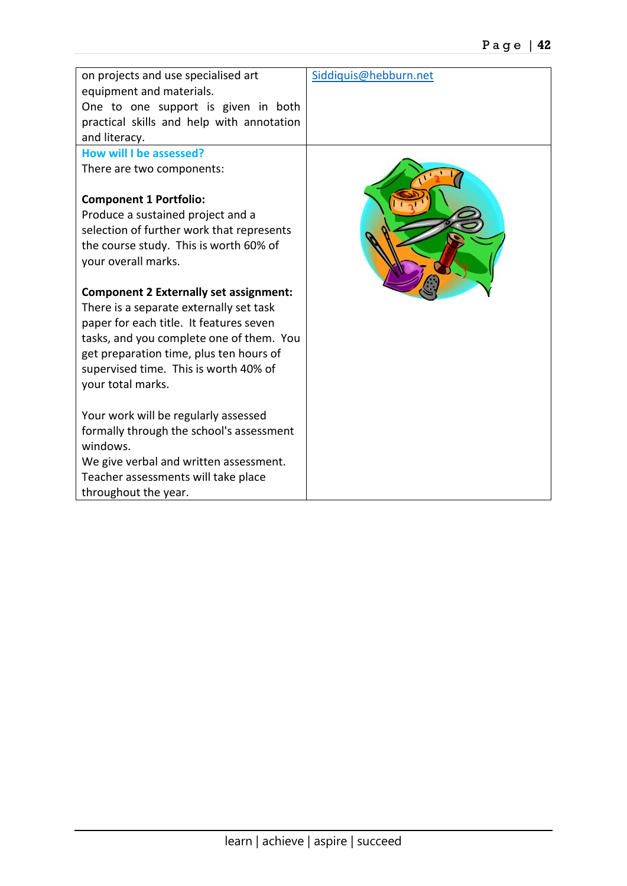| | |
|---|---|
| on projects and use specialised art equipment and materials.<br>One to one support is given in both practical skills and help with annotation and literacy. | Siddiquis@hebburn.net |
| **How will I be assessed?**<br>There are two components:<br><br>**Component 1 Portfolio:**<br>Produce a sustained project and a selection of further work that represents the course study. This is worth 60% of your overall marks.<br><br>**Component 2 Externally set assignment:**<br>There is a separate externally set task paper for each title. It features seven tasks, and you complete one of them. You get preparation time, plus ten hours of supervised time. This is worth 40% of your total marks.<br><br>Your work will be regularly assessed formally through the school's assessment windows.<br>We give verbal and written assessment. Teacher assessments will take place throughout the year. | |